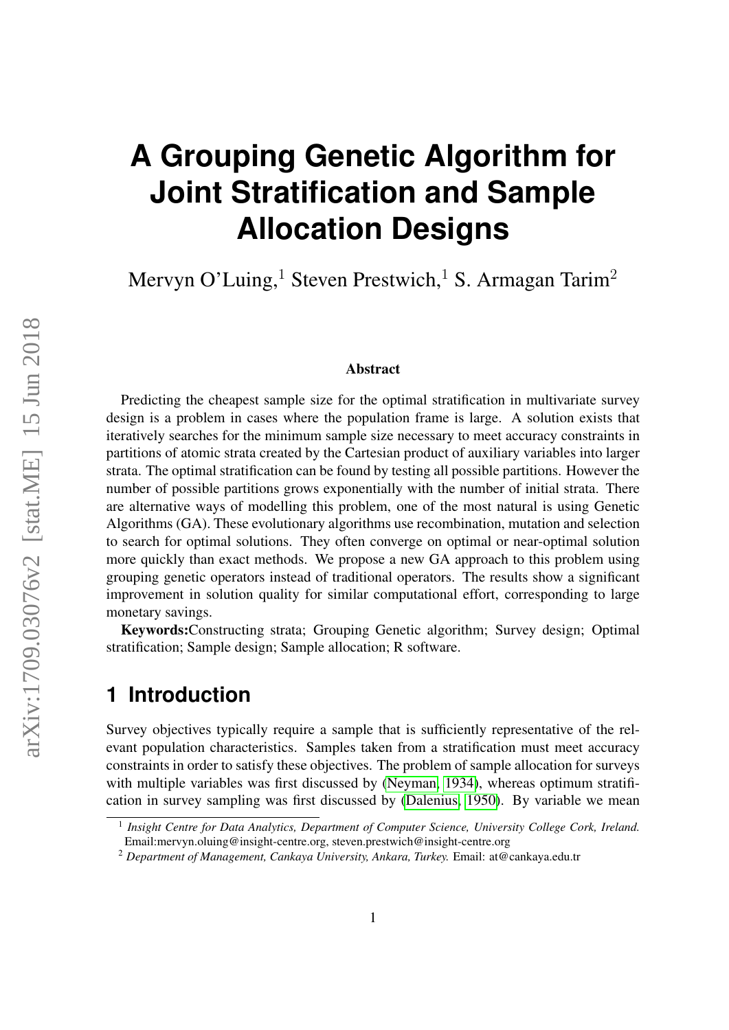# A Grouping Genetic Algorithm for Joint Stratification and Sample Allocation Designs

Mervyn O'Luing,[1] Steven Prestwich,[1] S. Armagan Tarim[2]

### Abstract

Predicting the cheapest sample size for the optimal stratification in multivariate survey design is a problem in cases where the population frame is large. A solution exists that iteratively searches for the minimum sample size necessary to meet accuracy constraints in partitions of atomic strata created by the Cartesian product of auxiliary variables into larger strata. The optimal stratification can be found by testing all possible partitions. However the number of possible partitions grows exponentially with the number of initial strata. There are alternative ways of modelling this problem, one of the most natural is using Genetic Algorithms (GA). These evolutionary algorithms use recombination, mutation and selection to search for optimal solutions. They often converge on optimal or near-optimal solution more quickly than exact methods. We propose a new GA approach to this problem using grouping genetic operators instead of traditional operators. The results show a significant improvement in solution quality for similar computational effort, corresponding to large monetary savings.

**Keywords:**Constructing strata; Grouping Genetic algorithm; Survey design; Optimal stratification; Sample design; Sample allocation; R software.

## 1 Introduction

Survey objectives typically require a sample that is sufficiently representative of the relevant population characteristics. Samples taken from a stratification must meet accuracy constraints in order to satisfy these objectives. The problem of sample allocation for surveys with multiple variables was first discussed by (Neyman, 1934), whereas optimum stratification in survey sampling was first discussed by (Dalenius, 1950). By variable we mean

[1] *Insight Centre for Data Analytics, Department of Computer Science, University College Cork, Ireland.* Email:mervyn.oluing@insight-centre.org, steven.prestwich@insight-centre.org

[2] *Department of Management, Cankaya University, Ankara, Turkey.* Email: at@cankaya.edu.tr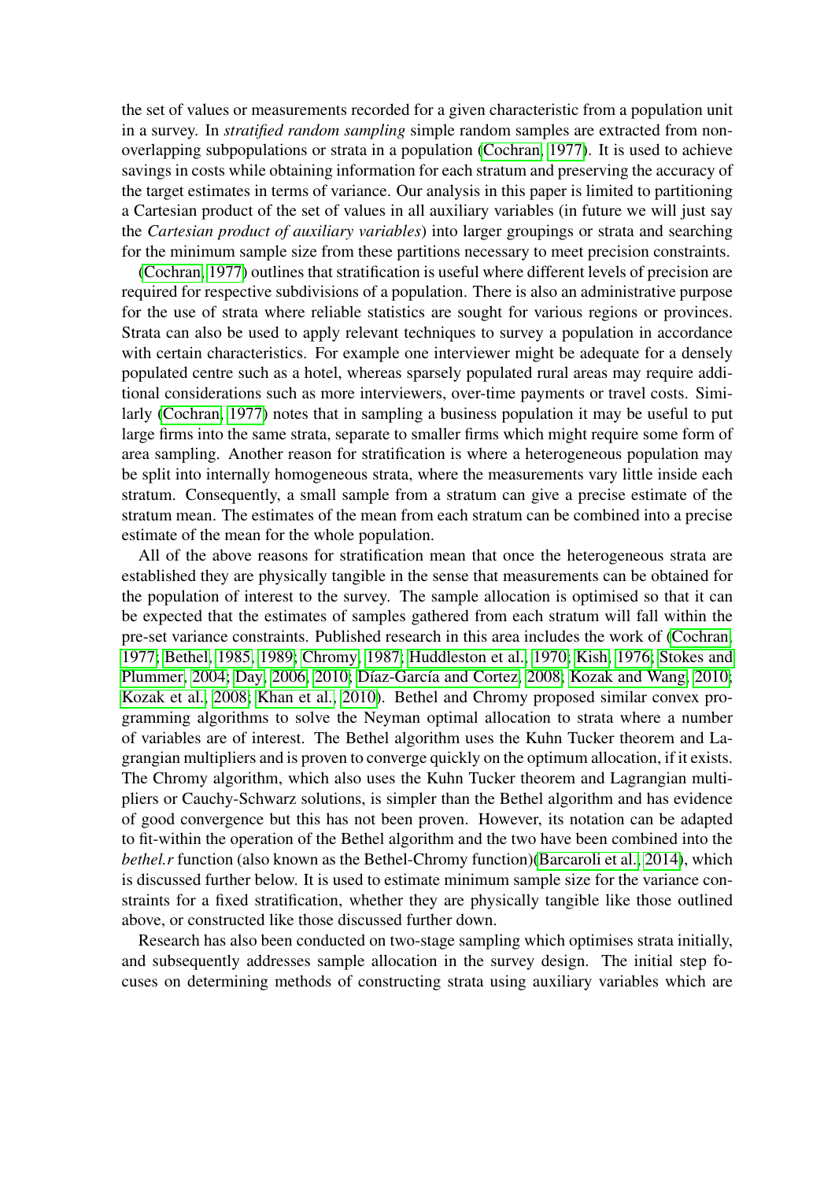the set of values or measurements recorded for a given characteristic from a population unit in a survey. In *stratified random sampling* simple random samples are extracted from non-overlapping subpopulations or strata in a population (Cochran, 1977). It is used to achieve savings in costs while obtaining information for each stratum and preserving the accuracy of the target estimates in terms of variance. Our analysis in this paper is limited to partitioning a Cartesian product of the set of values in all auxiliary variables (in future we will just say the *Cartesian product of auxiliary variables*) into larger groupings or strata and searching for the minimum sample size from these partitions necessary to meet precision constraints.

(Cochran, 1977) outlines that stratification is useful where different levels of precision are required for respective subdivisions of a population. There is also an administrative purpose for the use of strata where reliable statistics are sought for various regions or provinces. Strata can also be used to apply relevant techniques to survey a population in accordance with certain characteristics. For example one interviewer might be adequate for a densely populated centre such as a hotel, whereas sparsely populated rural areas may require additional considerations such as more interviewers, over-time payments or travel costs. Similarly (Cochran, 1977) notes that in sampling a business population it may be useful to put large firms into the same strata, separate to smaller firms which might require some form of area sampling. Another reason for stratification is where a heterogeneous population may be split into internally homogeneous strata, where the measurements vary little inside each stratum. Consequently, a small sample from a stratum can give a precise estimate of the stratum mean. The estimates of the mean from each stratum can be combined into a precise estimate of the mean for the whole population.

All of the above reasons for stratification mean that once the heterogeneous strata are established they are physically tangible in the sense that measurements can be obtained for the population of interest to the survey. The sample allocation is optimised so that it can be expected that the estimates of samples gathered from each stratum will fall within the pre-set variance constraints. Published research in this area includes the work of (Cochran, 1977; Bethel, 1985, 1989; Chromy, 1987; Huddleston et al., 1970; Kish, 1976; Stokes and Plummer, 2004; Day, 2006, 2010; Díaz-García and Cortez, 2008; Kozak and Wang, 2010; Kozak et al., 2008; Khan et al., 2010). Bethel and Chromy proposed similar convex programming algorithms to solve the Neyman optimal allocation to strata where a number of variables are of interest. The Bethel algorithm uses the Kuhn Tucker theorem and Lagrangian multipliers and is proven to converge quickly on the optimum allocation, if it exists. The Chromy algorithm, which also uses the Kuhn Tucker theorem and Lagrangian multipliers or Cauchy-Schwarz solutions, is simpler than the Bethel algorithm and has evidence of good convergence but this has not been proven. However, its notation can be adapted to fit-within the operation of the Bethel algorithm and the two have been combined into the *bethel.r* function (also known as the Bethel-Chromy function)(Barcaroli et al., 2014), which is discussed further below. It is used to estimate minimum sample size for the variance constraints for a fixed stratification, whether they are physically tangible like those outlined above, or constructed like those discussed further down.

Research has also been conducted on two-stage sampling which optimises strata initially, and subsequently addresses sample allocation in the survey design. The initial step focuses on determining methods of constructing strata using auxiliary variables which are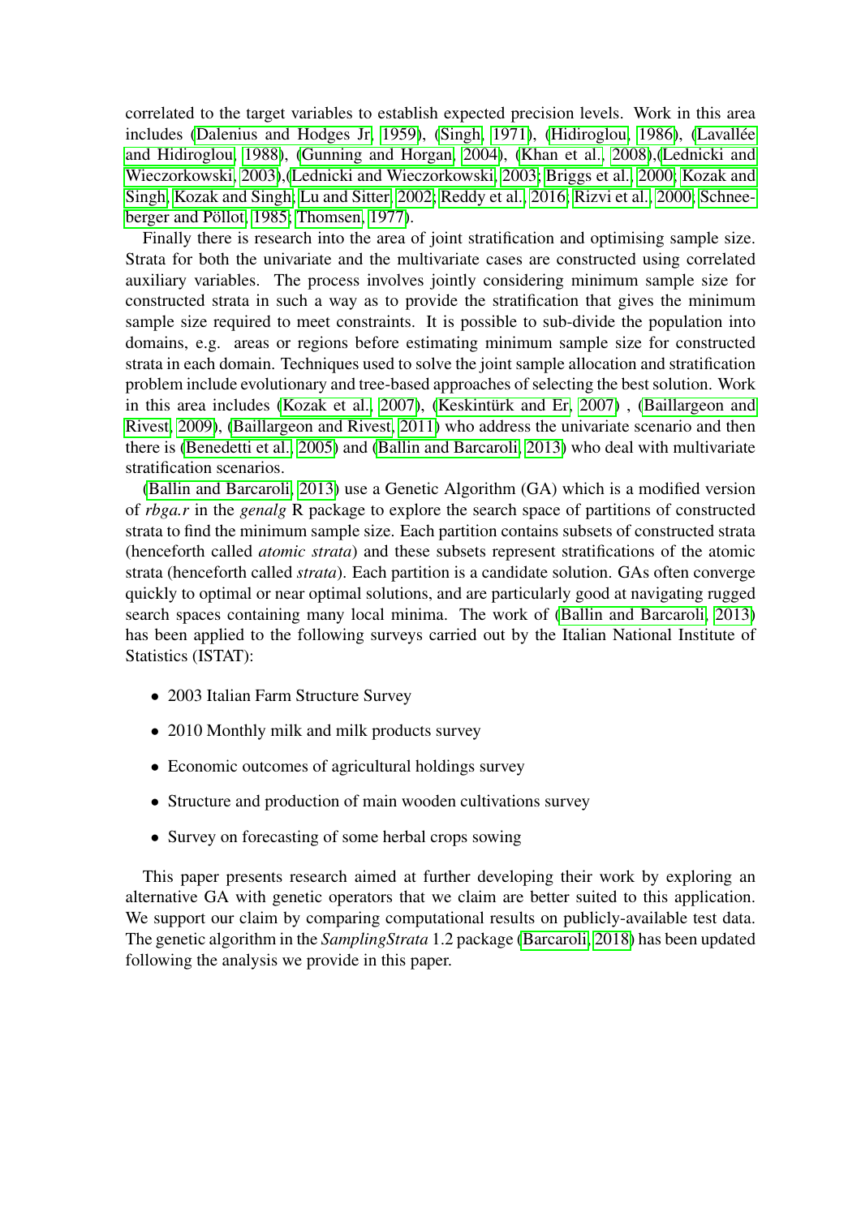correlated to the target variables to establish expected precision levels. Work in this area includes (Dalenius and Hodges Jr, 1959), (Singh, 1971), (Hidiroglou, 1986), (Lavallée and Hidiroglou, 1988), (Gunning and Horgan, 2004), (Khan et al., 2008),(Lednicki and Wieczorkowski, 2003),(Lednicki and Wieczorkowski, 2003; Briggs et al., 2000; Kozak and Singh; Kozak and Singh; Lu and Sitter, 2002; Reddy et al., 2016; Rizvi et al., 2000; Schneeberger and Pöllot, 1985; Thomsen, 1977).

Finally there is research into the area of joint stratification and optimising sample size. Strata for both the univariate and the multivariate cases are constructed using correlated auxiliary variables. The process involves jointly considering minimum sample size for constructed strata in such a way as to provide the stratification that gives the minimum sample size required to meet constraints. It is possible to sub-divide the population into domains, e.g. areas or regions before estimating minimum sample size for constructed strata in each domain. Techniques used to solve the joint sample allocation and stratification problem include evolutionary and tree-based approaches of selecting the best solution. Work in this area includes (Kozak et al., 2007), (Keskintürk and Er, 2007) , (Baillargeon and Rivest, 2009), (Baillargeon and Rivest, 2011) who address the univariate scenario and then there is (Benedetti et al., 2005) and (Ballin and Barcaroli, 2013) who deal with multivariate stratification scenarios.

(Ballin and Barcaroli, 2013) use a Genetic Algorithm (GA) which is a modified version of *rbga.r* in the *genalg* R package to explore the search space of partitions of constructed strata to find the minimum sample size. Each partition contains subsets of constructed strata (henceforth called *atomic strata*) and these subsets represent stratifications of the atomic strata (henceforth called *strata*). Each partition is a candidate solution. GAs often converge quickly to optimal or near optimal solutions, and are particularly good at navigating rugged search spaces containing many local minima. The work of (Ballin and Barcaroli, 2013) has been applied to the following surveys carried out by the Italian National Institute of Statistics (ISTAT):

- 2003 Italian Farm Structure Survey
- 2010 Monthly milk and milk products survey
- Economic outcomes of agricultural holdings survey
- Structure and production of main wooden cultivations survey
- Survey on forecasting of some herbal crops sowing

This paper presents research aimed at further developing their work by exploring an alternative GA with genetic operators that we claim are better suited to this application. We support our claim by comparing computational results on publicly-available test data. The genetic algorithm in the *SamplingStrata* 1.2 package (Barcaroli, 2018) has been updated following the analysis we provide in this paper.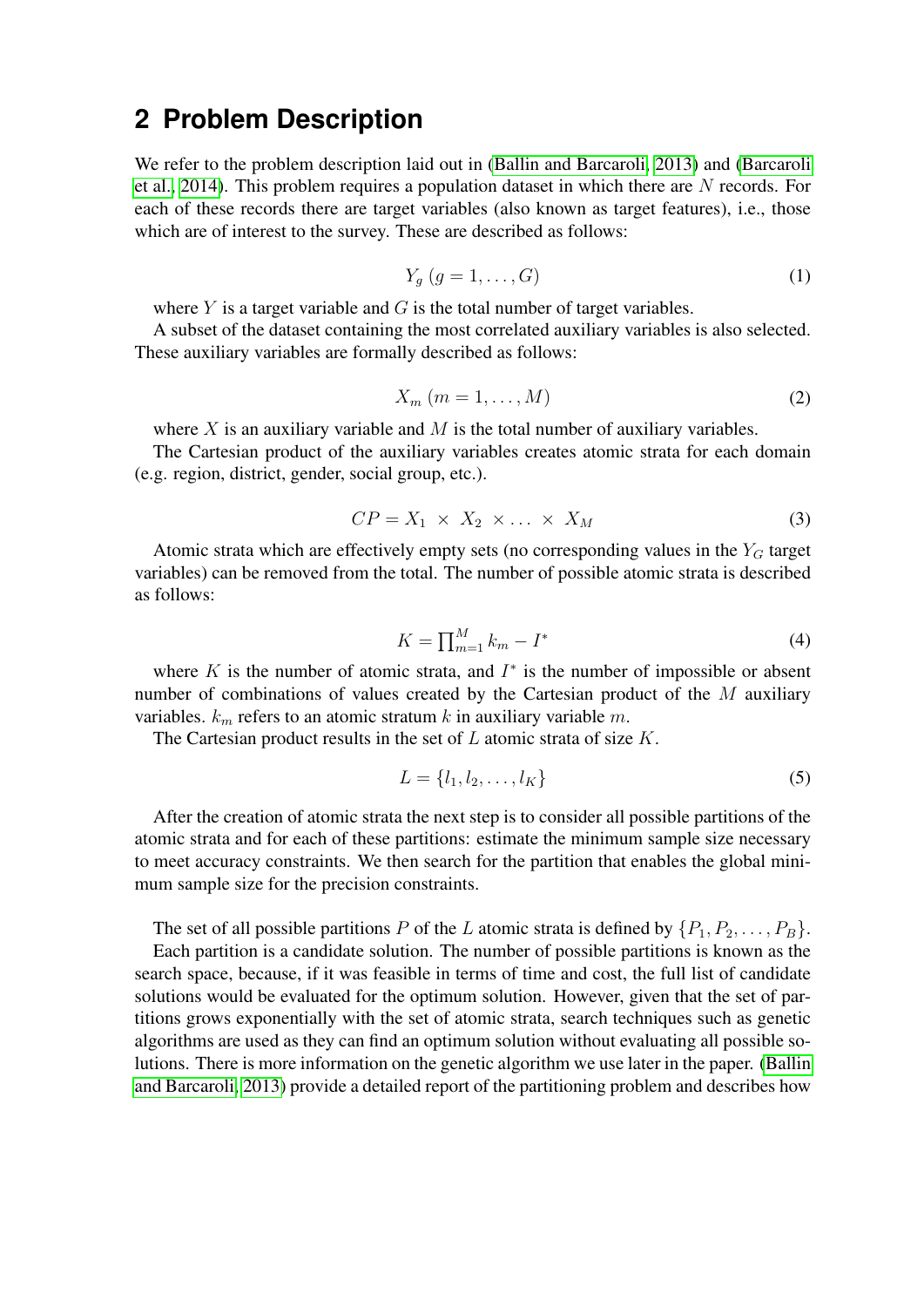## 2 Problem Description

We refer to the problem description laid out in (Ballin and Barcaroli, 2013) and (Barcaroli et al., 2014). This problem requires a population dataset in which there are $N$ records. For each of these records there are target variables (also known as target features), i.e., those which are of interest to the survey. These are described as follows:

$$Y_g \; (g = 1, \ldots, G) \tag{1}$$

where $Y$ is a target variable and $G$ is the total number of target variables.

A subset of the dataset containing the most correlated auxiliary variables is also selected. These auxiliary variables are formally described as follows:

$$X_m \; (m = 1, \ldots, M) \tag{2}$$

where $X$ is an auxiliary variable and $M$ is the total number of auxiliary variables.

The Cartesian product of the auxiliary variables creates atomic strata for each domain (e.g. region, district, gender, social group, etc.).

$$CP = X_1 \; \times \; X_2 \; \times \ldots \; \times \; X_M \tag{3}$$

Atomic strata which are effectively empty sets (no corresponding values in the $Y_G$ target variables) can be removed from the total. The number of possible atomic strata is described as follows:

$$K = \prod_{m=1}^{M} k_m - I^* \tag{4}$$

where $K$ is the number of atomic strata, and $I^*$ is the number of impossible or absent number of combinations of values created by the Cartesian product of the $M$ auxiliary variables. $k_m$ refers to an atomic stratum $k$ in auxiliary variable $m$.

The Cartesian product results in the set of $L$ atomic strata of size $K$.

$$L = \{l_1, l_2, \ldots, l_K\} \tag{5}$$

After the creation of atomic strata the next step is to consider all possible partitions of the atomic strata and for each of these partitions: estimate the minimum sample size necessary to meet accuracy constraints. We then search for the partition that enables the global minimum sample size for the precision constraints.

The set of all possible partitions $P$ of the $L$ atomic strata is defined by $\{P_1, P_2, \ldots, P_B\}$. Each partition is a candidate solution. The number of possible partitions is known as the search space, because, if it was feasible in terms of time and cost, the full list of candidate solutions would be evaluated for the optimum solution. However, given that the set of partitions grows exponentially with the set of atomic strata, search techniques such as genetic algorithms are used as they can find an optimum solution without evaluating all possible solutions. There is more information on the genetic algorithm we use later in the paper. (Ballin and Barcaroli, 2013) provide a detailed report of the partitioning problem and describes how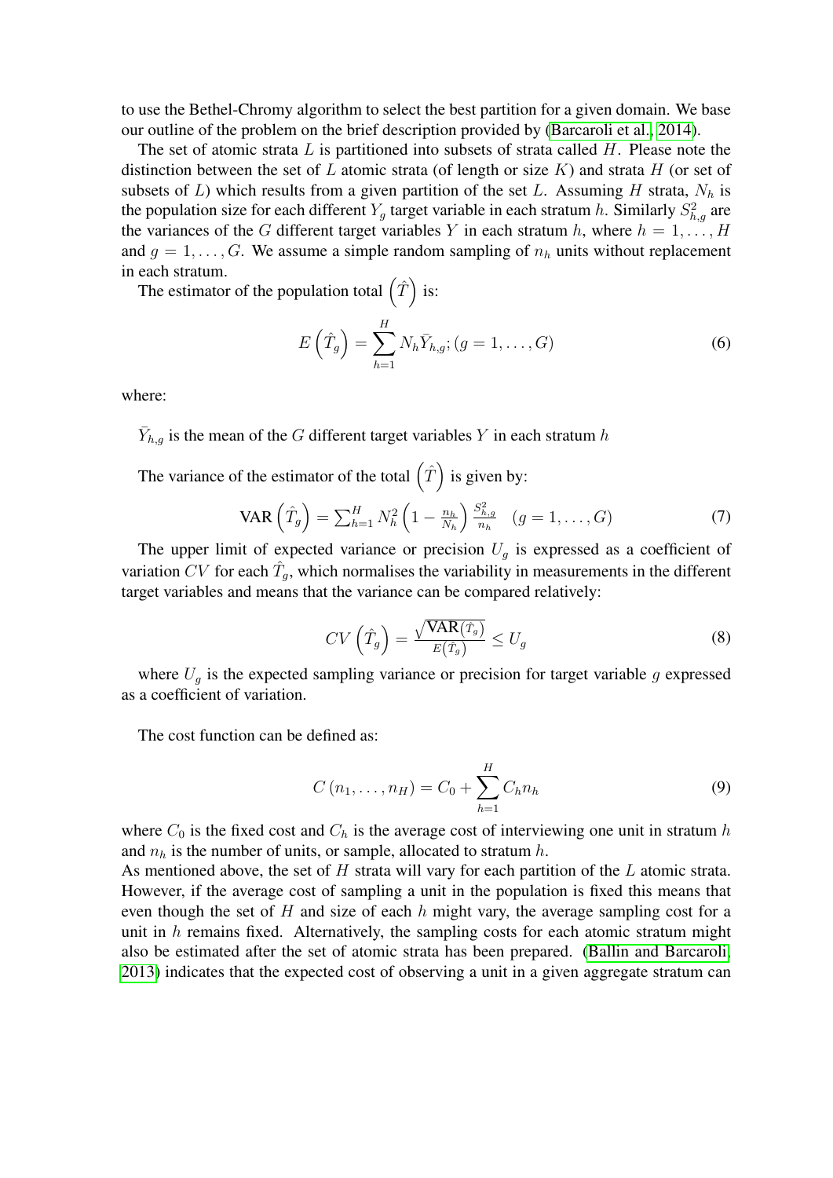to use the Bethel-Chromy algorithm to select the best partition for a given domain. We base our outline of the problem on the brief description provided by (Barcaroli et al., 2014).

The set of atomic strata $L$ is partitioned into subsets of strata called $H$. Please note the distinction between the set of $L$ atomic strata (of length or size $K$) and strata $H$ (or set of subsets of $L$) which results from a given partition of the set $L$. Assuming $H$ strata, $N_h$ is the population size for each different $Y_g$ target variable in each stratum $h$. Similarly $S^2_{h,g}$ are the variances of the $G$ different target variables $Y$ in each stratum $h$, where $h = 1, \ldots, H$ and $g = 1, \ldots, G$. We assume a simple random sampling of $n_h$ units without replacement in each stratum.

The estimator of the population total $\left(\hat{T}\right)$ is:

$$E\left(\hat{T}_g\right) = \sum_{h=1}^{H} N_h \bar{Y}_{h,g}; (g = 1, \ldots, G) \tag{6}$$

where:

$\bar{Y}_{h,g}$ is the mean of the $G$ different target variables $Y$ in each stratum $h$

The variance of the estimator of the total $\left(\hat{T}\right)$ is given by:

$$\text{VAR}\left(\hat{T}_g\right) = \sum_{h=1}^{H} N_h^2 \left(1 - \frac{n_h}{N_h}\right) \frac{S^2_{h,g}}{n_h} \quad (g = 1, \ldots, G) \tag{7}$$

The upper limit of expected variance or precision $U_g$ is expressed as a coefficient of variation $CV$ for each $\hat{T}_g$, which normalises the variability in measurements in the different target variables and means that the variance can be compared relatively:

$$CV\left(\hat{T}_g\right) = \frac{\sqrt{\text{VAR}\left(\hat{T}_g\right)}}{E\left(\hat{T}_g\right)} \leq U_g \tag{8}$$

where $U_g$ is the expected sampling variance or precision for target variable $g$ expressed as a coefficient of variation.

The cost function can be defined as:

$$C\left(n_1, \ldots, n_H\right) = C_0 + \sum_{h=1}^{H} C_h n_h \tag{9}$$

where $C_0$ is the fixed cost and $C_h$ is the average cost of interviewing one unit in stratum $h$ and $n_h$ is the number of units, or sample, allocated to stratum $h$.
As mentioned above, the set of $H$ strata will vary for each partition of the $L$ atomic strata. However, if the average cost of sampling a unit in the population is fixed this means that even though the set of $H$ and size of each $h$ might vary, the average sampling cost for a unit in $h$ remains fixed. Alternatively, the sampling costs for each atomic stratum might also be estimated after the set of atomic strata has been prepared. (Ballin and Barcaroli, 2013) indicates that the expected cost of observing a unit in a given aggregate stratum can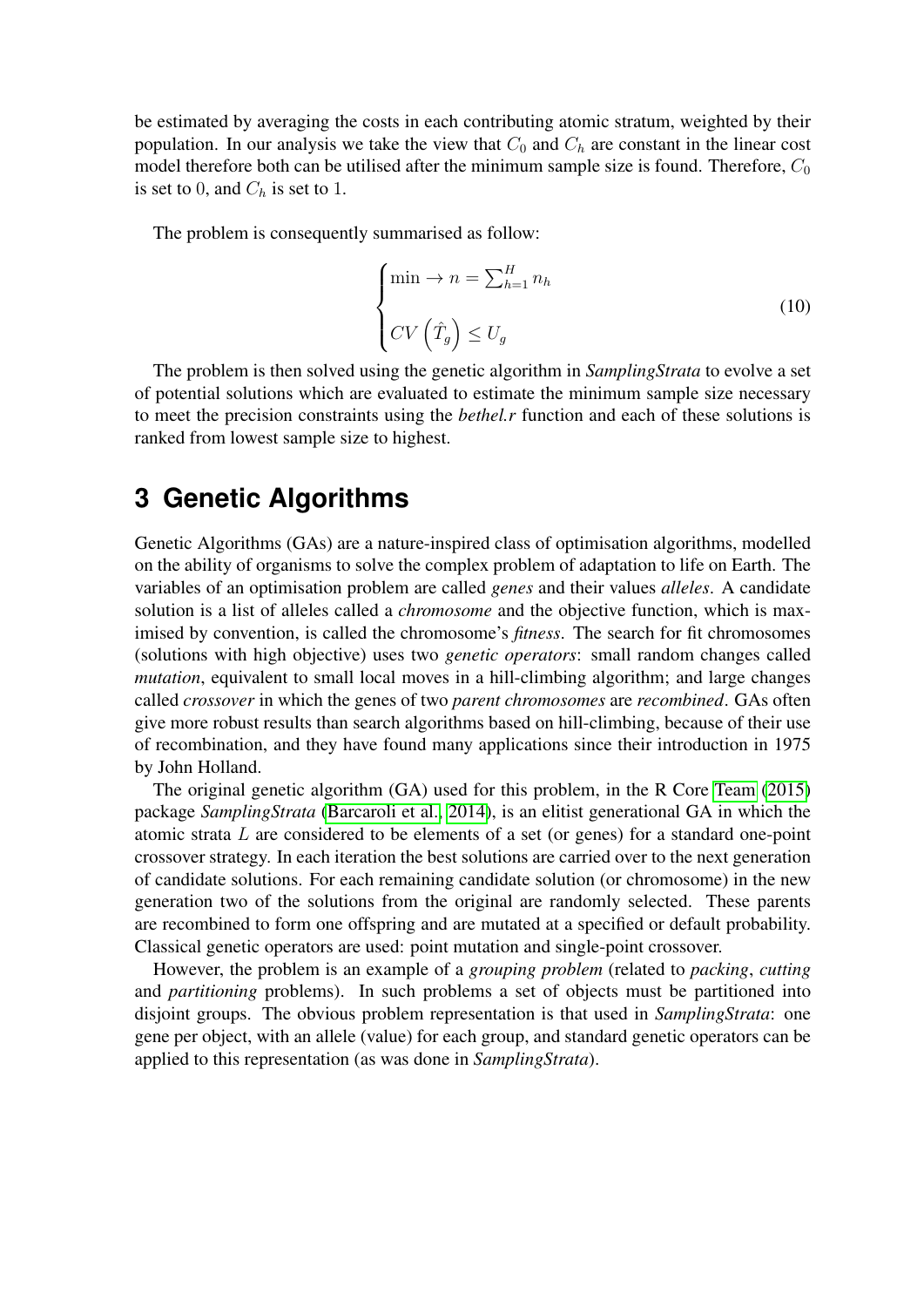be estimated by averaging the costs in each contributing atomic stratum, weighted by their population. In our analysis we take the view that $C_0$ and $C_h$ are constant in the linear cost model therefore both can be utilised after the minimum sample size is found. Therefore, $C_0$ is set to $0$, and $C_h$ is set to $1$.

The problem is consequently summarised as follow:

$$
\begin{cases}
\min \rightarrow n = \sum_{h=1}^{H} n_h \\
\\
CV\left(\hat{T}_g\right) \leq U_g
\end{cases}
\tag{10}
$$

The problem is then solved using the genetic algorithm in *SamplingStrata* to evolve a set of potential solutions which are evaluated to estimate the minimum sample size necessary to meet the precision constraints using the *bethel.r* function and each of these solutions is ranked from lowest sample size to highest.

# 3 Genetic Algorithms

Genetic Algorithms (GAs) are a nature-inspired class of optimisation algorithms, modelled on the ability of organisms to solve the complex problem of adaptation to life on Earth. The variables of an optimisation problem are called *genes* and their values *alleles*. A candidate solution is a list of alleles called a *chromosome* and the objective function, which is maximised by convention, is called the chromosome's *fitness*. The search for fit chromosomes (solutions with high objective) uses two *genetic operators*: small random changes called *mutation*, equivalent to small local moves in a hill-climbing algorithm; and large changes called *crossover* in which the genes of two *parent chromosomes* are *recombined*. GAs often give more robust results than search algorithms based on hill-climbing, because of their use of recombination, and they have found many applications since their introduction in 1975 by John Holland.

The original genetic algorithm (GA) used for this problem, in the R Core Team (2015) package *SamplingStrata* (Barcaroli et al., 2014), is an elitist generational GA in which the atomic strata $L$ are considered to be elements of a set (or genes) for a standard one-point crossover strategy. In each iteration the best solutions are carried over to the next generation of candidate solutions. For each remaining candidate solution (or chromosome) in the new generation two of the solutions from the original are randomly selected. These parents are recombined to form one offspring and are mutated at a specified or default probability. Classical genetic operators are used: point mutation and single-point crossover.

However, the problem is an example of a *grouping problem* (related to *packing*, *cutting* and *partitioning* problems). In such problems a set of objects must be partitioned into disjoint groups. The obvious problem representation is that used in *SamplingStrata*: one gene per object, with an allele (value) for each group, and standard genetic operators can be applied to this representation (as was done in *SamplingStrata*).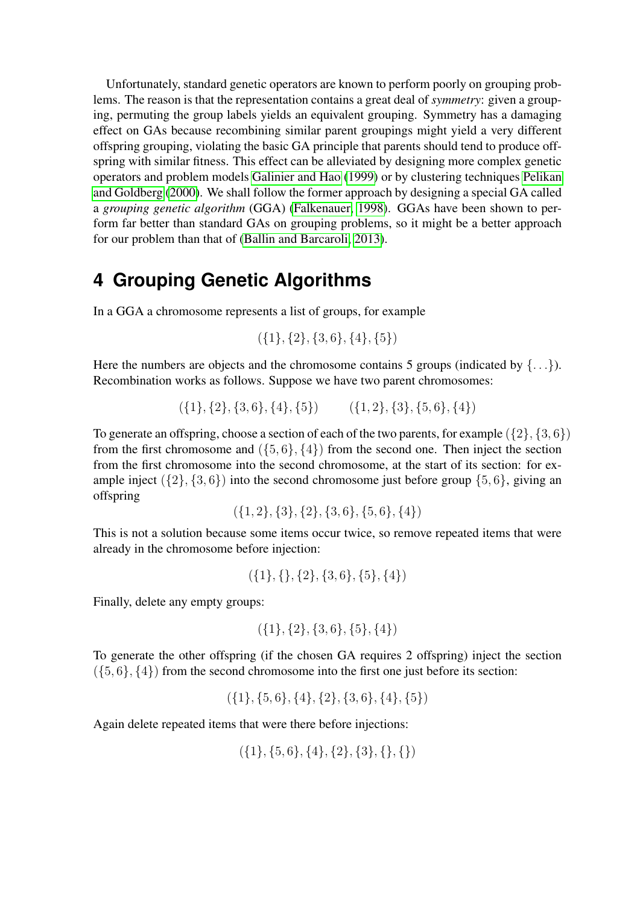Unfortunately, standard genetic operators are known to perform poorly on grouping problems. The reason is that the representation contains a great deal of *symmetry*: given a grouping, permuting the group labels yields an equivalent grouping. Symmetry has a damaging effect on GAs because recombining similar parent groupings might yield a very different offspring grouping, violating the basic GA principle that parents should tend to produce offspring with similar fitness. This effect can be alleviated by designing more complex genetic operators and problem models Galinier and Hao (1999) or by clustering techniques Pelikan and Goldberg (2000). We shall follow the former approach by designing a special GA called a *grouping genetic algorithm* (GGA) (Falkenauer, 1998). GGAs have been shown to perform far better than standard GAs on grouping problems, so it might be a better approach for our problem than that of (Ballin and Barcaroli, 2013).

# 4 Grouping Genetic Algorithms

In a GGA a chromosome represents a list of groups, for example

$$(\{1\}, \{2\}, \{3, 6\}, \{4\}, \{5\})$$

Here the numbers are objects and the chromosome contains 5 groups (indicated by $\{\ldots\}$). Recombination works as follows. Suppose we have two parent chromosomes:

$$(\{1\}, \{2\}, \{3, 6\}, \{4\}, \{5\}) \qquad (\{1, 2\}, \{3\}, \{5, 6\}, \{4\})$$

To generate an offspring, choose a section of each of the two parents, for example $(\{2\}, \{3, 6\})$ from the first chromosome and $(\{5, 6\}, \{4\})$ from the second one. Then inject the section from the first chromosome into the second chromosome, at the start of its section: for example inject $(\{2\}, \{3, 6\})$ into the second chromosome just before group $\{5, 6\}$, giving an offspring

$$(\{1, 2\}, \{3\}, \{2\}, \{3, 6\}, \{5, 6\}, \{4\})$$

This is not a solution because some items occur twice, so remove repeated items that were already in the chromosome before injection:

$$(\{1\}, \{\}, \{2\}, \{3, 6\}, \{5\}, \{4\})$$

Finally, delete any empty groups:

$$(\{1\}, \{2\}, \{3, 6\}, \{5\}, \{4\})$$

To generate the other offspring (if the chosen GA requires 2 offspring) inject the section $(\{5, 6\}, \{4\})$ from the second chromosome into the first one just before its section:

$$(\{1\}, \{5, 6\}, \{4\}, \{2\}, \{3, 6\}, \{4\}, \{5\})$$

Again delete repeated items that were there before injections:

$$(\{1\}, \{5, 6\}, \{4\}, \{2\}, \{3\}, \{\}, \{\})$$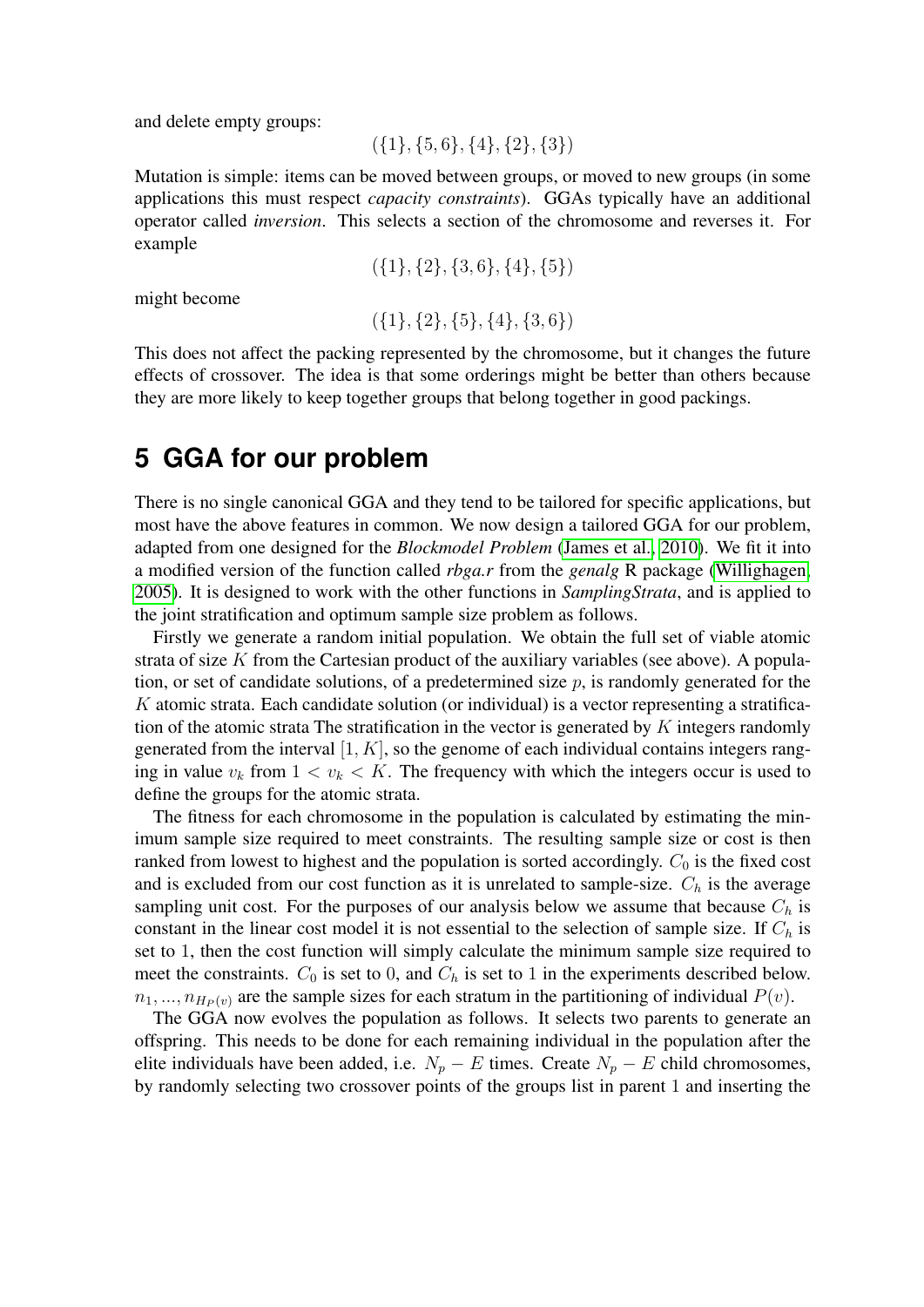and delete empty groups:

$$(\{1\}, \{5, 6\}, \{4\}, \{2\}, \{3\})$$

Mutation is simple: items can be moved between groups, or moved to new groups (in some applications this must respect *capacity constraints*). GGAs typically have an additional operator called *inversion*. This selects a section of the chromosome and reverses it. For example

$$(\{1\}, \{2\}, \{3, 6\}, \{4\}, \{5\})$$

might become

$$(\{1\}, \{2\}, \{5\}, \{4\}, \{3, 6\})$$

This does not affect the packing represented by the chromosome, but it changes the future effects of crossover. The idea is that some orderings might be better than others because they are more likely to keep together groups that belong together in good packings.

# 5 GGA for our problem

There is no single canonical GGA and they tend to be tailored for specific applications, but most have the above features in common. We now design a tailored GGA for our problem, adapted from one designed for the ***Blockmodel Problem*** (James et al., 2010). We fit it into a modified version of the function called *rbga.r* from the *genalg* R package (Willighagen, 2005). It is designed to work with the other functions in ***SamplingStrata***, and is applied to the joint stratification and optimum sample size problem as follows.

Firstly we generate a random initial population. We obtain the full set of viable atomic strata of size $K$ from the Cartesian product of the auxiliary variables (see above). A population, or set of candidate solutions, of a predetermined size $p$, is randomly generated for the $K$ atomic strata. Each candidate solution (or individual) is a vector representing a stratification of the atomic strata The stratification in the vector is generated by $K$ integers randomly generated from the interval $[1, K]$, so the genome of each individual contains integers ranging in value $v_k$ from $1 < v_k < K$. The frequency with which the integers occur is used to define the groups for the atomic strata.

The fitness for each chromosome in the population is calculated by estimating the minimum sample size required to meet constraints. The resulting sample size or cost is then ranked from lowest to highest and the population is sorted accordingly. $C_0$ is the fixed cost and is excluded from our cost function as it is unrelated to sample-size. $C_h$ is the average sampling unit cost. For the purposes of our analysis below we assume that because $C_h$ is constant in the linear cost model it is not essential to the selection of sample size. If $C_h$ is set to 1, then the cost function will simply calculate the minimum sample size required to meet the constraints. $C_0$ is set to 0, and $C_h$ is set to 1 in the experiments described below. $n_1, ..., n_{H_P(v)}$ are the sample sizes for each stratum in the partitioning of individual $P(v)$.

The GGA now evolves the population as follows. It selects two parents to generate an offspring. This needs to be done for each remaining individual in the population after the elite individuals have been added, i.e. $N_p - E$ times. Create $N_p - E$ child chromosomes, by randomly selecting two crossover points of the groups list in parent 1 and inserting the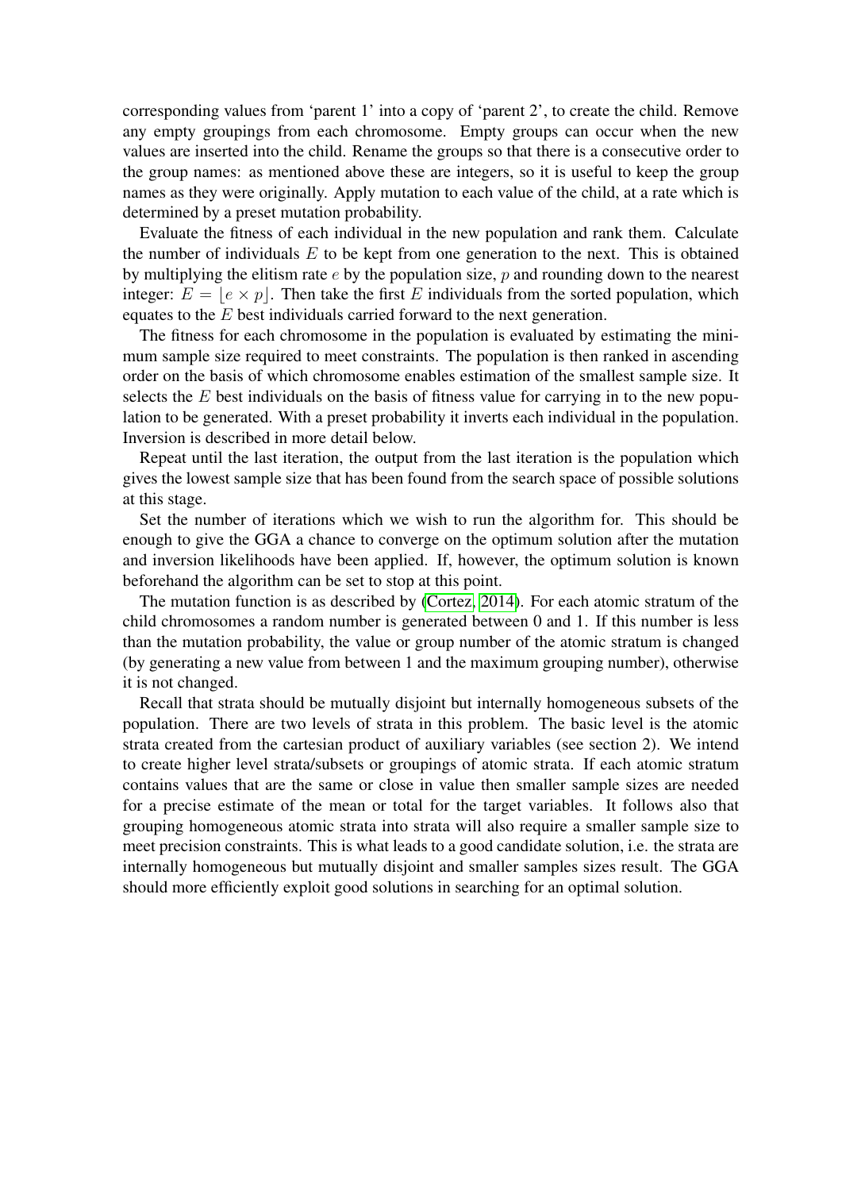corresponding values from 'parent 1' into a copy of 'parent 2', to create the child. Remove any empty groupings from each chromosome. Empty groups can occur when the new values are inserted into the child. Rename the groups so that there is a consecutive order to the group names: as mentioned above these are integers, so it is useful to keep the group names as they were originally. Apply mutation to each value of the child, at a rate which is determined by a preset mutation probability.

Evaluate the fitness of each individual in the new population and rank them. Calculate the number of individuals $E$ to be kept from one generation to the next. This is obtained by multiplying the elitism rate $e$ by the population size, $p$ and rounding down to the nearest integer: $E = \lfloor e \times p \rfloor$. Then take the first $E$ individuals from the sorted population, which equates to the $E$ best individuals carried forward to the next generation.

The fitness for each chromosome in the population is evaluated by estimating the minimum sample size required to meet constraints. The population is then ranked in ascending order on the basis of which chromosome enables estimation of the smallest sample size. It selects the $E$ best individuals on the basis of fitness value for carrying in to the new population to be generated. With a preset probability it inverts each individual in the population. Inversion is described in more detail below.

Repeat until the last iteration, the output from the last iteration is the population which gives the lowest sample size that has been found from the search space of possible solutions at this stage.

Set the number of iterations which we wish to run the algorithm for. This should be enough to give the GGA a chance to converge on the optimum solution after the mutation and inversion likelihoods have been applied. If, however, the optimum solution is known beforehand the algorithm can be set to stop at this point.

The mutation function is as described by (Cortez, 2014). For each atomic stratum of the child chromosomes a random number is generated between 0 and 1. If this number is less than the mutation probability, the value or group number of the atomic stratum is changed (by generating a new value from between 1 and the maximum grouping number), otherwise it is not changed.

Recall that strata should be mutually disjoint but internally homogeneous subsets of the population. There are two levels of strata in this problem. The basic level is the atomic strata created from the cartesian product of auxiliary variables (see section 2). We intend to create higher level strata/subsets or groupings of atomic strata. If each atomic stratum contains values that are the same or close in value then smaller sample sizes are needed for a precise estimate of the mean or total for the target variables. It follows also that grouping homogeneous atomic strata into strata will also require a smaller sample size to meet precision constraints. This is what leads to a good candidate solution, i.e. the strata are internally homogeneous but mutually disjoint and smaller samples sizes result. The GGA should more efficiently exploit good solutions in searching for an optimal solution.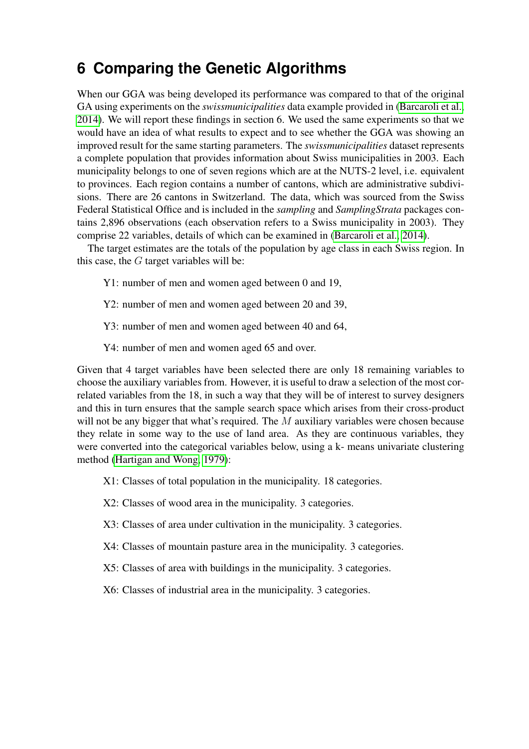# 6 Comparing the Genetic Algorithms

When our GGA was being developed its performance was compared to that of the original GA using experiments on the *swissmunicipalities* data example provided in (Barcaroli et al., 2014). We will report these findings in section 6. We used the same experiments so that we would have an idea of what results to expect and to see whether the GGA was showing an improved result for the same starting parameters. The *swissmunicipalities* dataset represents a complete population that provides information about Swiss municipalities in 2003. Each municipality belongs to one of seven regions which are at the NUTS-2 level, i.e. equivalent to provinces. Each region contains a number of cantons, which are administrative subdivisions. There are 26 cantons in Switzerland. The data, which was sourced from the Swiss Federal Statistical Office and is included in the *sampling* and *SamplingStrata* packages contains 2,896 observations (each observation refers to a Swiss municipality in 2003). They comprise 22 variables, details of which can be examined in (Barcaroli et al., 2014).

The target estimates are the totals of the population by age class in each Swiss region. In this case, the $G$ target variables will be:

Y1: number of men and women aged between 0 and 19,

Y2: number of men and women aged between 20 and 39,

Y3: number of men and women aged between 40 and 64,

Y4: number of men and women aged 65 and over.

Given that 4 target variables have been selected there are only 18 remaining variables to choose the auxiliary variables from. However, it is useful to draw a selection of the most correlated variables from the 18, in such a way that they will be of interest to survey designers and this in turn ensures that the sample search space which arises from their cross-product will not be any bigger that what's required. The $M$ auxiliary variables were chosen because they relate in some way to the use of land area. As they are continuous variables, they were converted into the categorical variables below, using a k- means univariate clustering method (Hartigan and Wong, 1979):

X1: Classes of total population in the municipality. 18 categories.

X2: Classes of wood area in the municipality. 3 categories.

X3: Classes of area under cultivation in the municipality. 3 categories.

X4: Classes of mountain pasture area in the municipality. 3 categories.

X5: Classes of area with buildings in the municipality. 3 categories.

X6: Classes of industrial area in the municipality. 3 categories.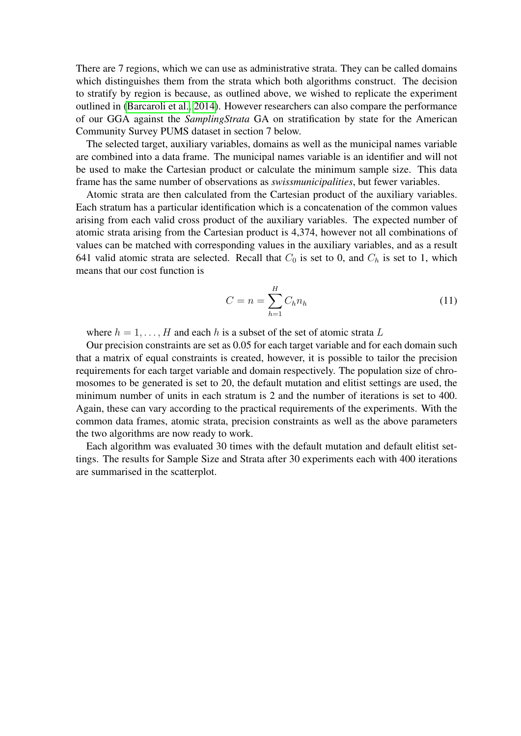There are 7 regions, which we can use as administrative strata. They can be called domains which distinguishes them from the strata which both algorithms construct. The decision to stratify by region is because, as outlined above, we wished to replicate the experiment outlined in (Barcaroli et al., 2014). However researchers can also compare the performance of our GGA against the *SamplingStrata* GA on stratification by state for the American Community Survey PUMS dataset in section 7 below.

The selected target, auxiliary variables, domains as well as the municipal names variable are combined into a data frame. The municipal names variable is an identifier and will not be used to make the Cartesian product or calculate the minimum sample size. This data frame has the same number of observations as *swissmunicipalities*, but fewer variables.

Atomic strata are then calculated from the Cartesian product of the auxiliary variables. Each stratum has a particular identification which is a concatenation of the common values arising from each valid cross product of the auxiliary variables. The expected number of atomic strata arising from the Cartesian product is 4,374, however not all combinations of values can be matched with corresponding values in the auxiliary variables, and as a result 641 valid atomic strata are selected. Recall that $C_0$ is set to 0, and $C_h$ is set to 1, which means that our cost function is

$$C = n = \sum_{h=1}^{H} C_h n_h \tag{11}$$

where $h = 1, \ldots, H$ and each $h$ is a subset of the set of atomic strata $L$

Our precision constraints are set as 0.05 for each target variable and for each domain such that a matrix of equal constraints is created, however, it is possible to tailor the precision requirements for each target variable and domain respectively. The population size of chromosomes to be generated is set to 20, the default mutation and elitist settings are used, the minimum number of units in each stratum is 2 and the number of iterations is set to 400. Again, these can vary according to the practical requirements of the experiments. With the common data frames, atomic strata, precision constraints as well as the above parameters the two algorithms are now ready to work.

Each algorithm was evaluated 30 times with the default mutation and default elitist settings. The results for Sample Size and Strata after 30 experiments each with 400 iterations are summarised in the scatterplot.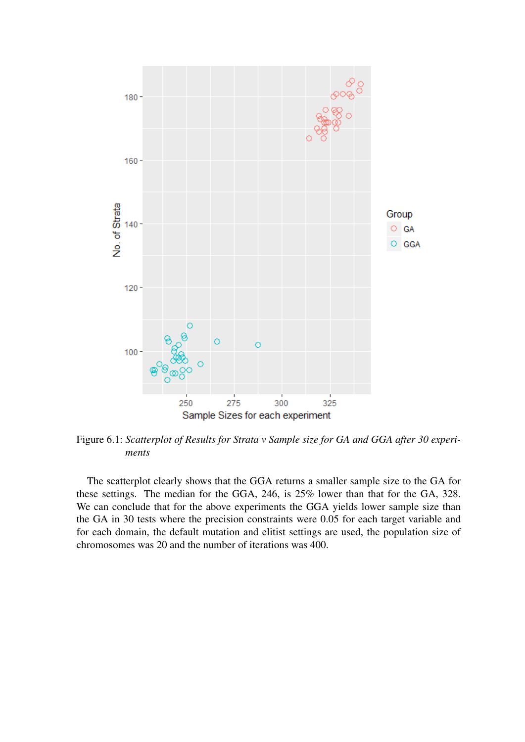Figure 6.1: *Scatterplot of Results for Strata v Sample size for GA and GGA after 30 experiments*

The scatterplot clearly shows that the GGA returns a smaller sample size to the GA for these settings. The median for the GGA, 246, is 25% lower than that for the GA, 328. We can conclude that for the above experiments the GGA yields lower sample size than the GA in 30 tests where the precision constraints were 0.05 for each target variable and for each domain, the default mutation and elitist settings are used, the population size of chromosomes was 20 and the number of iterations was 400.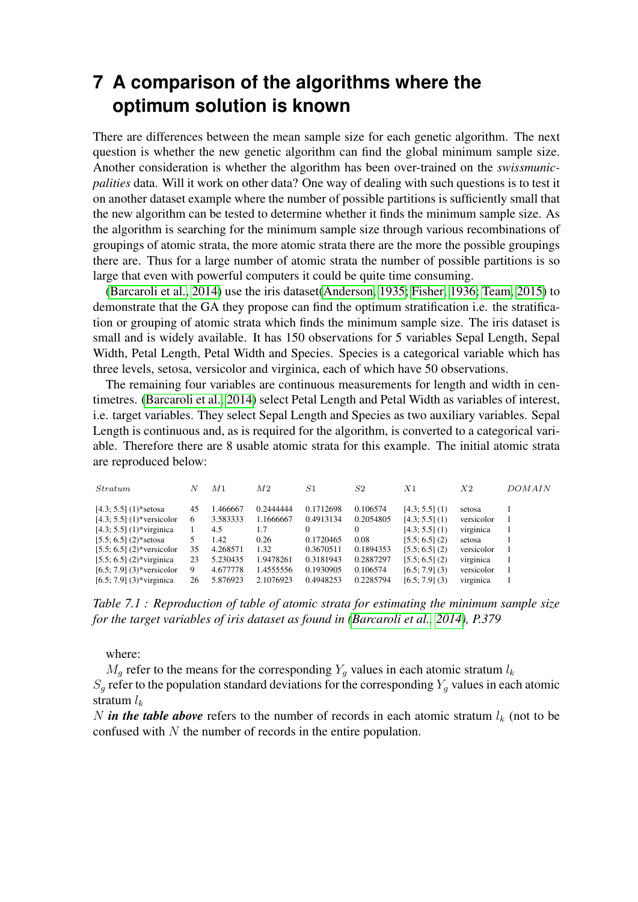# 7 A comparison of the algorithms where the optimum solution is known

There are differences between the mean sample size for each genetic algorithm. The next question is whether the new genetic algorithm can find the global minimum sample size. Another consideration is whether the algorithm has been over-trained on the *swissmunicpalities* data. Will it work on other data? One way of dealing with such questions is to test it on another dataset example where the number of possible partitions is sufficiently small that the new algorithm can be tested to determine whether it finds the minimum sample size. As the algorithm is searching for the minimum sample size through various recombinations of groupings of atomic strata, the more atomic strata there are the more the possible groupings there are. Thus for a large number of atomic strata the number of possible partitions is so large that even with powerful computers it could be quite time consuming.

(Barcaroli et al., 2014) use the iris dataset(Anderson, 1935; Fisher, 1936; Team, 2015) to demonstrate that the GA they propose can find the optimum stratification i.e. the stratification or grouping of atomic strata which finds the minimum sample size. The iris dataset is small and is widely available. It has 150 observations for 5 variables Sepal Length, Sepal Width, Petal Length, Petal Width and Species. Species is a categorical variable which has three levels, setosa, versicolor and virginica, each of which have 50 observations.

The remaining four variables are continuous measurements for length and width in centimetres. (Barcaroli et al., 2014) select Petal Length and Petal Width as variables of interest, i.e. target variables. They select Sepal Length and Species as two auxiliary variables. Sepal Length is continuous and, as is required for the algorithm, is converted to a categorical variable. Therefore there are 8 usable atomic strata for this example. The initial atomic strata are reproduced below:

| $Stratum$ | $N$ | $M1$ | $M2$ | $S1$ | $S2$ | $X1$ | $X2$ | $DOMAIN$ |
|---|---|---|---|---|---|---|---|---|
| [4.3; 5.5] (1)*setosa | 45 | 1.466667 | 0.2444444 | 0.1712698 | 0.106574 | [4.3; 5.5] (1) | setosa | 1 |
| [4.3; 5.5] (1)*versicolor | 6 | 3.583333 | 1.1666667 | 0.4913134 | 0.2054805 | [4.3; 5.5] (1) | versicolor | 1 |
| [4.3; 5.5] (1)*virginica | 1 | 4.5 | 1.7 | 0 | 0 | [4.3; 5.5] (1) | virginica | 1 |
| [5.5; 6.5] (2)*setosa | 5 | 1.42 | 0.26 | 0.1720465 | 0.08 | [5.5; 6.5] (2) | setosa | 1 |
| [5.5; 6.5] (2)*versicolor | 35 | 4.268571 | 1.32 | 0.3670511 | 0.1894353 | [5.5; 6.5] (2) | versicolor | 1 |
| [5.5; 6.5] (2)*virginica | 23 | 5.230435 | 1.9478261 | 0.3181943 | 0.2887297 | [5.5; 6.5] (2) | virginica | 1 |
| [6.5; 7.9] (3)*versicolor | 9 | 4.677778 | 1.4555556 | 0.1930905 | 0.106574 | [6.5; 7.9] (3) | versicolor | 1 |
| [6.5; 7.9] (3)*virginica | 26 | 5.876923 | 2.1076923 | 0.4948253 | 0.2285794 | [6.5; 7.9] (3) | virginica | 1 |

*Table 7.1 : Reproduction of table of atomic strata for estimating the minimum sample size for the target variables of iris dataset as found in (Barcaroli et al., 2014), P.379*

where:

$M_g$ refer to the means for the corresponding $Y_g$ values in each atomic stratum $l_k$
$S_g$ refer to the population standard deviations for the corresponding $Y_g$ values in each atomic stratum $l_k$
$N$ ***in the table above*** refers to the number of records in each atomic stratum $l_k$ (not to be confused with $N$ the number of records in the entire population.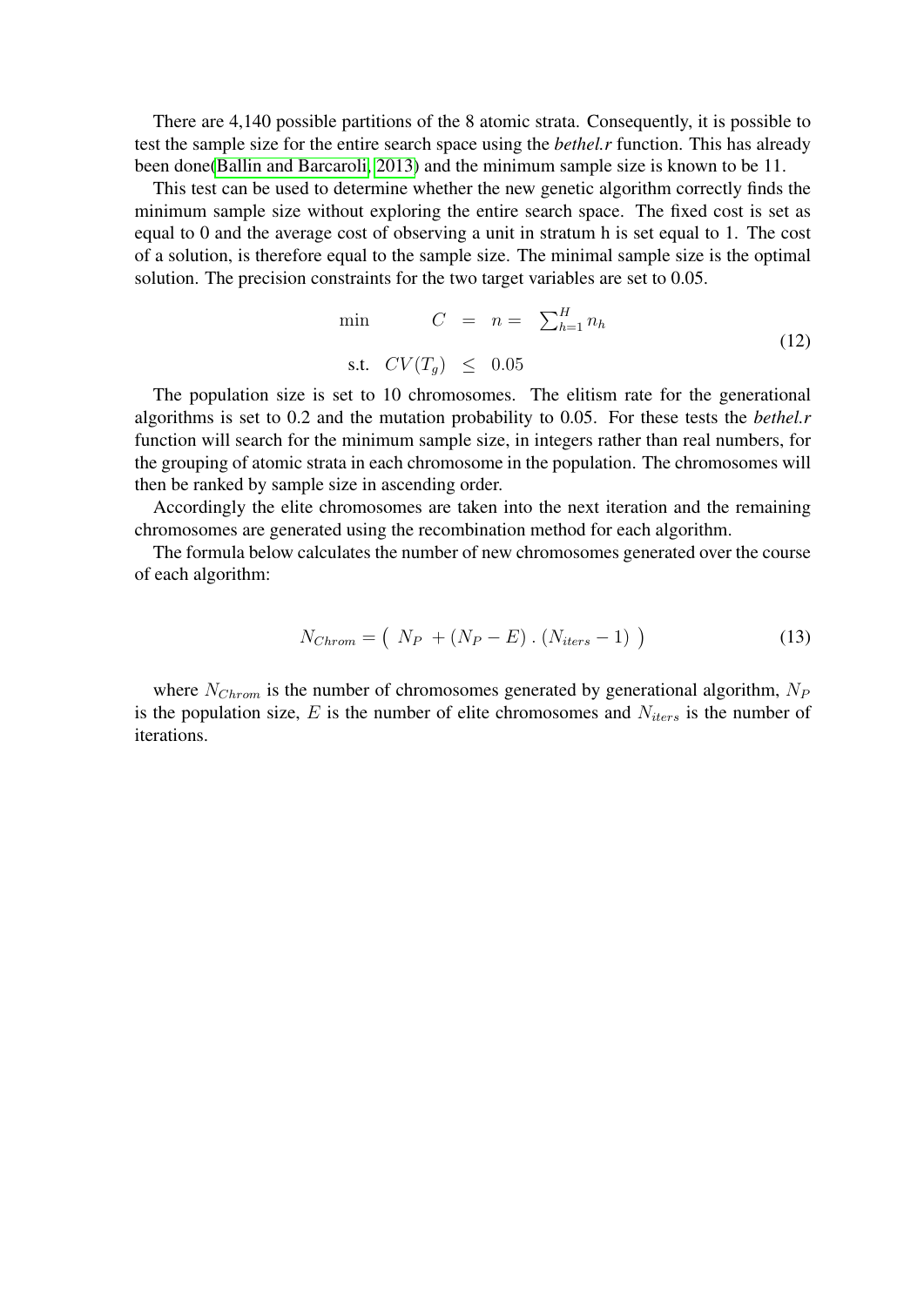There are 4,140 possible partitions of the 8 atomic strata. Consequently, it is possible to test the sample size for the entire search space using the *bethel.r* function. This has already been done(Ballin and Barcaroli, 2013) and the minimum sample size is known to be 11.

This test can be used to determine whether the new genetic algorithm correctly finds the minimum sample size without exploring the entire search space. The fixed cost is set as equal to 0 and the average cost of observing a unit in stratum h is set equal to 1. The cost of a solution, is therefore equal to the sample size. The minimal sample size is the optimal solution. The precision constraints for the two target variables are set to 0.05.

$$
\begin{aligned}
\min \quad & C = n = \sum_{h=1}^{H} n_h \\
\text{s.t.} \quad & CV(T_g) \leq 0.05
\end{aligned}
\tag{12}
$$

The population size is set to 10 chromosomes. The elitism rate for the generational algorithms is set to 0.2 and the mutation probability to 0.05. For these tests the *bethel.r* function will search for the minimum sample size, in integers rather than real numbers, for the grouping of atomic strata in each chromosome in the population. The chromosomes will then be ranked by sample size in ascending order.

Accordingly the elite chromosomes are taken into the next iteration and the remaining chromosomes are generated using the recombination method for each algorithm.

The formula below calculates the number of new chromosomes generated over the course of each algorithm:

$$
N_{Chrom} = \left( \; N_P \; + (N_P - E) \, . \, (N_{iters} - 1) \; \right) \tag{13}
$$

where $N_{Chrom}$ is the number of chromosomes generated by generational algorithm, $N_P$ is the population size, $E$ is the number of elite chromosomes and $N_{iters}$ is the number of iterations.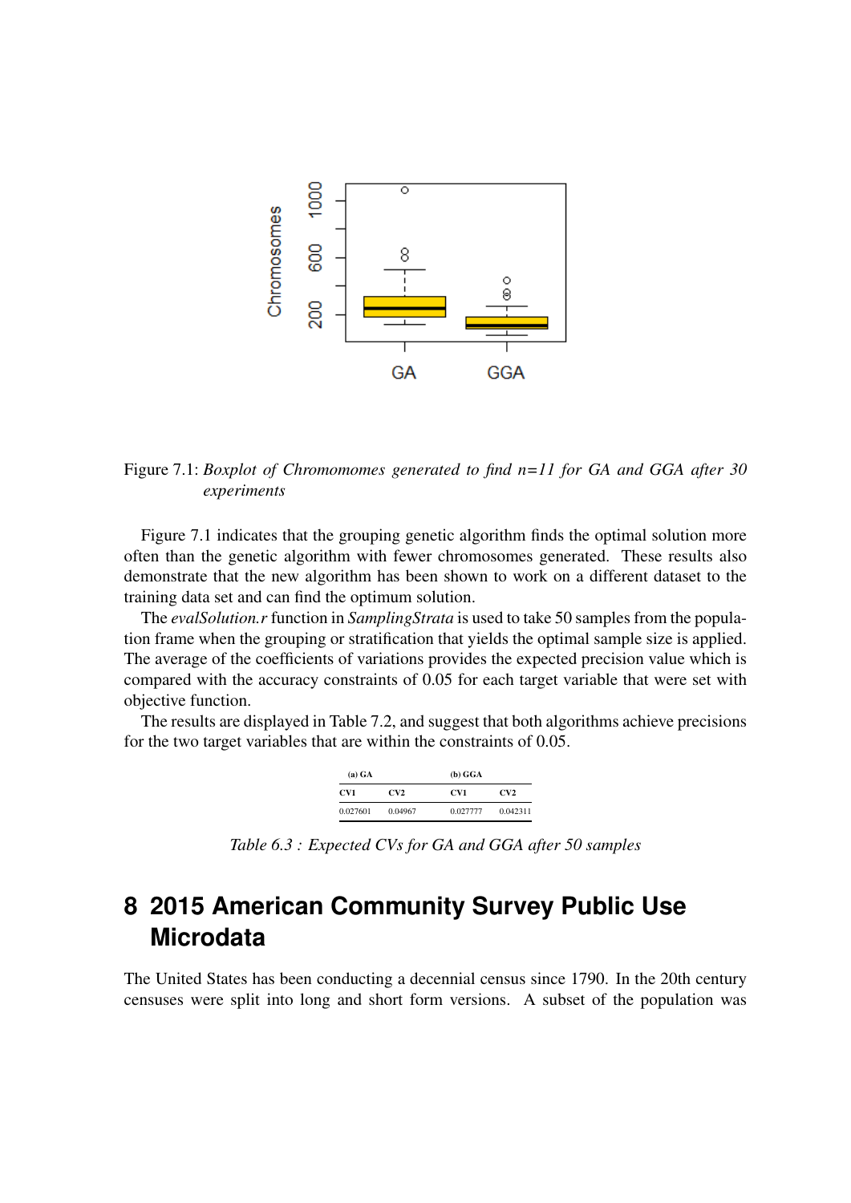Figure 7.1: *Boxplot of Chromomomes generated to find n=11 for GA and GGA after 30 experiments*

Figure 7.1 indicates that the grouping genetic algorithm finds the optimal solution more often than the genetic algorithm with fewer chromosomes generated. These results also demonstrate that the new algorithm has been shown to work on a different dataset to the training data set and can find the optimum solution.

The *evalSolution.r* function in *SamplingStrata* is used to take 50 samples from the population frame when the grouping or stratification that yields the optimal sample size is applied. The average of the coefficients of variations provides the expected precision value which is compared with the accuracy constraints of 0.05 for each target variable that were set with objective function.

The results are displayed in Table 7.2, and suggest that both algorithms achieve precisions for the two target variables that are within the constraints of 0.05.

| (a) GA | | (b) GGA | |
|---|---|---|---|
| CV1 | CV2 | CV1 | CV2 |
| 0.027601 | 0.04967 | 0.027777 | 0.042311 |

*Table 6.3 : Expected CVs for GA and GGA after 50 samples*

# 8 2015 American Community Survey Public Use Microdata

The United States has been conducting a decennial census since 1790. In the 20th century censuses were split into long and short form versions. A subset of the population was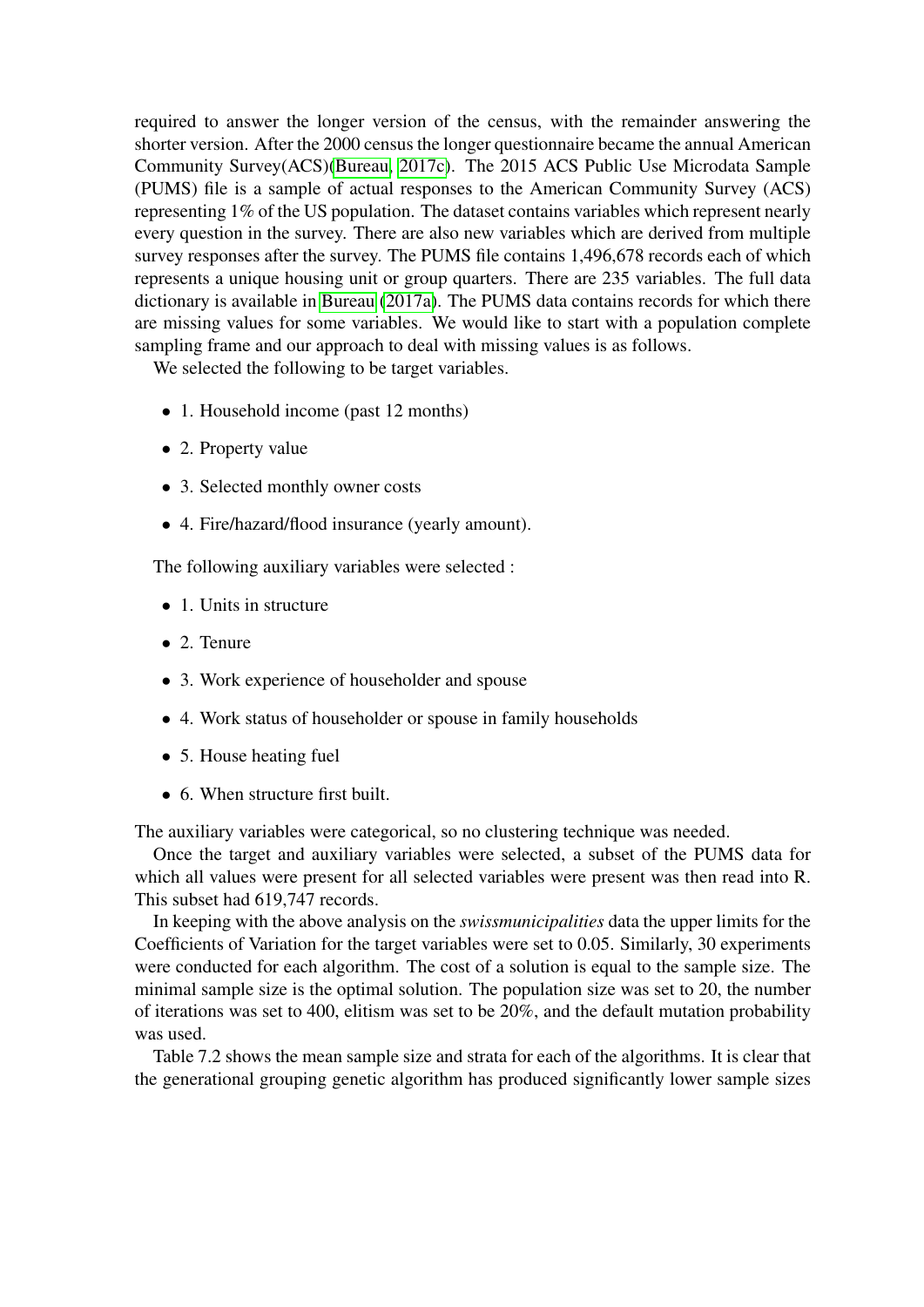required to answer the longer version of the census, with the remainder answering the shorter version. After the 2000 census the longer questionnaire became the annual American Community Survey(ACS)(Bureau, 2017c). The 2015 ACS Public Use Microdata Sample (PUMS) file is a sample of actual responses to the American Community Survey (ACS) representing 1% of the US population. The dataset contains variables which represent nearly every question in the survey. There are also new variables which are derived from multiple survey responses after the survey. The PUMS file contains 1,496,678 records each of which represents a unique housing unit or group quarters. There are 235 variables. The full data dictionary is available in Bureau (2017a). The PUMS data contains records for which there are missing values for some variables. We would like to start with a population complete sampling frame and our approach to deal with missing values is as follows.

We selected the following to be target variables.

- 1. Household income (past 12 months)
- 2. Property value
- 3. Selected monthly owner costs
- 4. Fire/hazard/flood insurance (yearly amount).

The following auxiliary variables were selected :

- 1. Units in structure
- 2. Tenure
- 3. Work experience of householder and spouse
- 4. Work status of householder or spouse in family households
- 5. House heating fuel
- 6. When structure first built.

The auxiliary variables were categorical, so no clustering technique was needed.

Once the target and auxiliary variables were selected, a subset of the PUMS data for which all values were present for all selected variables were present was then read into R. This subset had 619,747 records.

In keeping with the above analysis on the *swissmunicipalities* data the upper limits for the Coefficients of Variation for the target variables were set to 0.05. Similarly, 30 experiments were conducted for each algorithm. The cost of a solution is equal to the sample size. The minimal sample size is the optimal solution. The population size was set to 20, the number of iterations was set to 400, elitism was set to be 20%, and the default mutation probability was used.

Table 7.2 shows the mean sample size and strata for each of the algorithms. It is clear that the generational grouping genetic algorithm has produced significantly lower sample sizes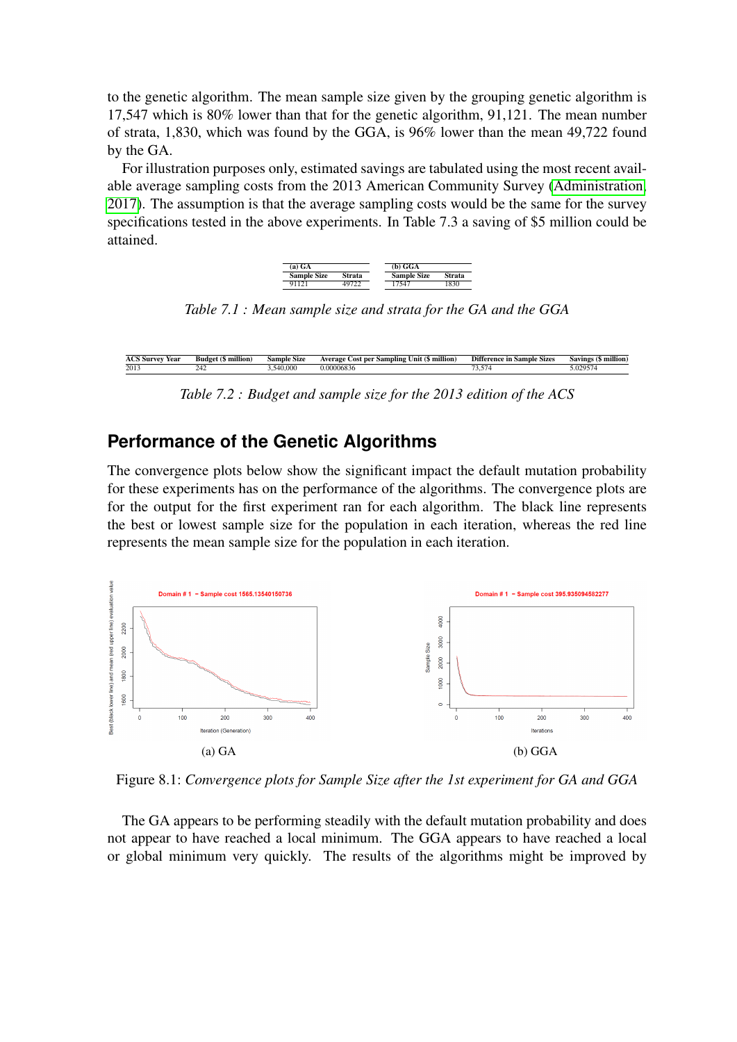to the genetic algorithm. The mean sample size given by the grouping genetic algorithm is 17,547 which is 80% lower than that for the genetic algorithm, 91,121. The mean number of strata, 1,830, which was found by the GGA, is 96% lower than the mean 49,722 found by the GA.

For illustration purposes only, estimated savings are tabulated using the most recent available average sampling costs from the 2013 American Community Survey (Administration, 2017). The assumption is that the average sampling costs would be the same for the survey specifications tested in the above experiments. In Table 7.3 a saving of $5 million could be attained.

| (a) GA | |
|---|---|
| Sample Size | Strata |
| 91121 | 49722 |

| (b) GGA | |
|---|---|
| Sample Size | Strata |
| 17547 | 1830 |

*Table 7.1 : Mean sample size and strata for the GA and the GGA*

| ACS Survey Year | Budget ($ million) | Sample Size | Average Cost per Sampling Unit ($ million) | Difference in Sample Sizes | Savings ($ million) |
|---|---|---|---|---|---|
| 2013 | 242 | 3,540,000 | 0.00006836 | 73,574 | 5.029574 |

*Table 7.2 : Budget and sample size for the 2013 edition of the ACS*

## Performance of the Genetic Algorithms

The convergence plots below show the significant impact the default mutation probability for these experiments has on the performance of the algorithms. The convergence plots are for the output for the first experiment ran for each algorithm. The black line represents the best or lowest sample size for the population in each iteration, whereas the red line represents the mean sample size for the population in each iteration.

(a) GA

(b) GGA

Figure 8.1: *Convergence plots for Sample Size after the 1st experiment for GA and GGA*

The GA appears to be performing steadily with the default mutation probability and does not appear to have reached a local minimum. The GGA appears to have reached a local or global minimum very quickly. The results of the algorithms might be improved by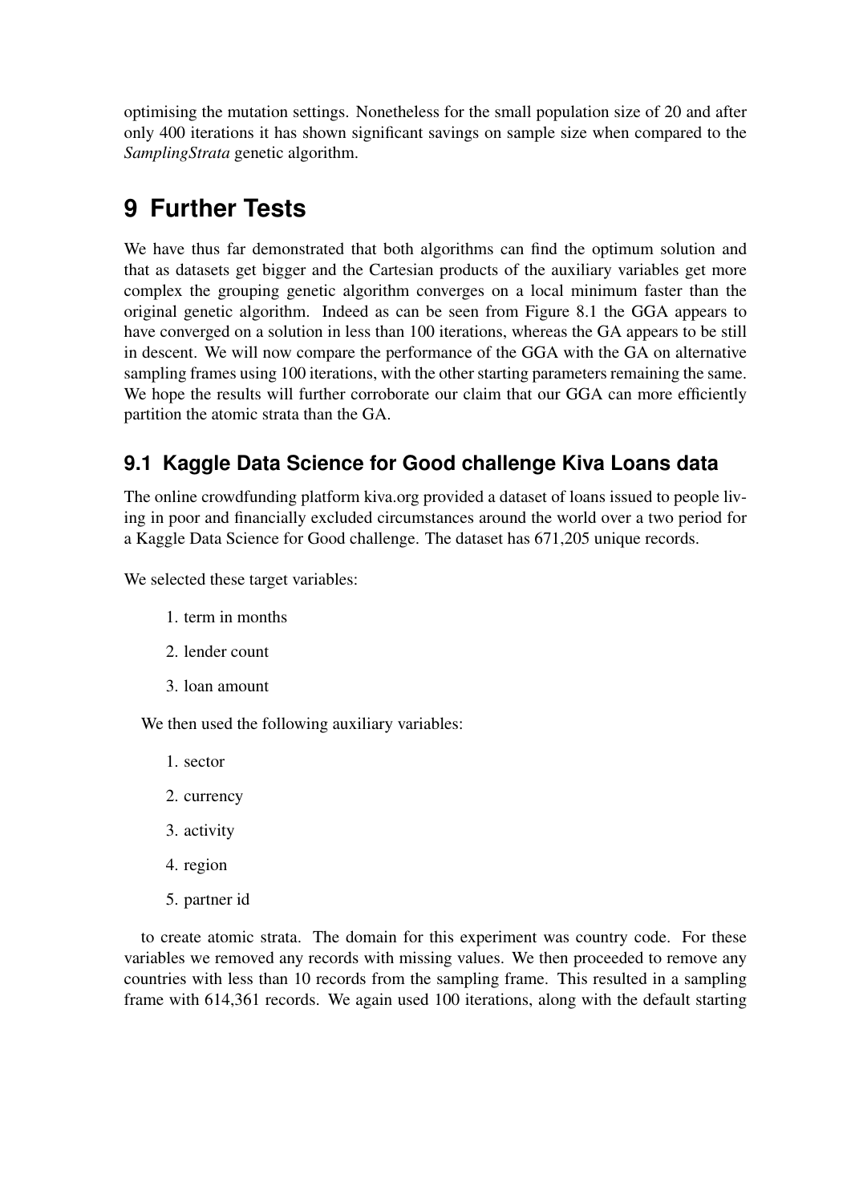optimising the mutation settings. Nonetheless for the small population size of 20 and after only 400 iterations it has shown significant savings on sample size when compared to the *SamplingStrata* genetic algorithm.

# 9 Further Tests

We have thus far demonstrated that both algorithms can find the optimum solution and that as datasets get bigger and the Cartesian products of the auxiliary variables get more complex the grouping genetic algorithm converges on a local minimum faster than the original genetic algorithm. Indeed as can be seen from Figure 8.1 the GGA appears to have converged on a solution in less than 100 iterations, whereas the GA appears to be still in descent. We will now compare the performance of the GGA with the GA on alternative sampling frames using 100 iterations, with the other starting parameters remaining the same. We hope the results will further corroborate our claim that our GGA can more efficiently partition the atomic strata than the GA.

## 9.1 Kaggle Data Science for Good challenge Kiva Loans data

The online crowdfunding platform kiva.org provided a dataset of loans issued to people living in poor and financially excluded circumstances around the world over a two period for a Kaggle Data Science for Good challenge. The dataset has 671,205 unique records.

We selected these target variables:

1. term in months
2. lender count
3. loan amount

We then used the following auxiliary variables:

1. sector
2. currency
3. activity
4. region
5. partner id

to create atomic strata. The domain for this experiment was country code. For these variables we removed any records with missing values. We then proceeded to remove any countries with less than 10 records from the sampling frame. This resulted in a sampling frame with 614,361 records. We again used 100 iterations, along with the default starting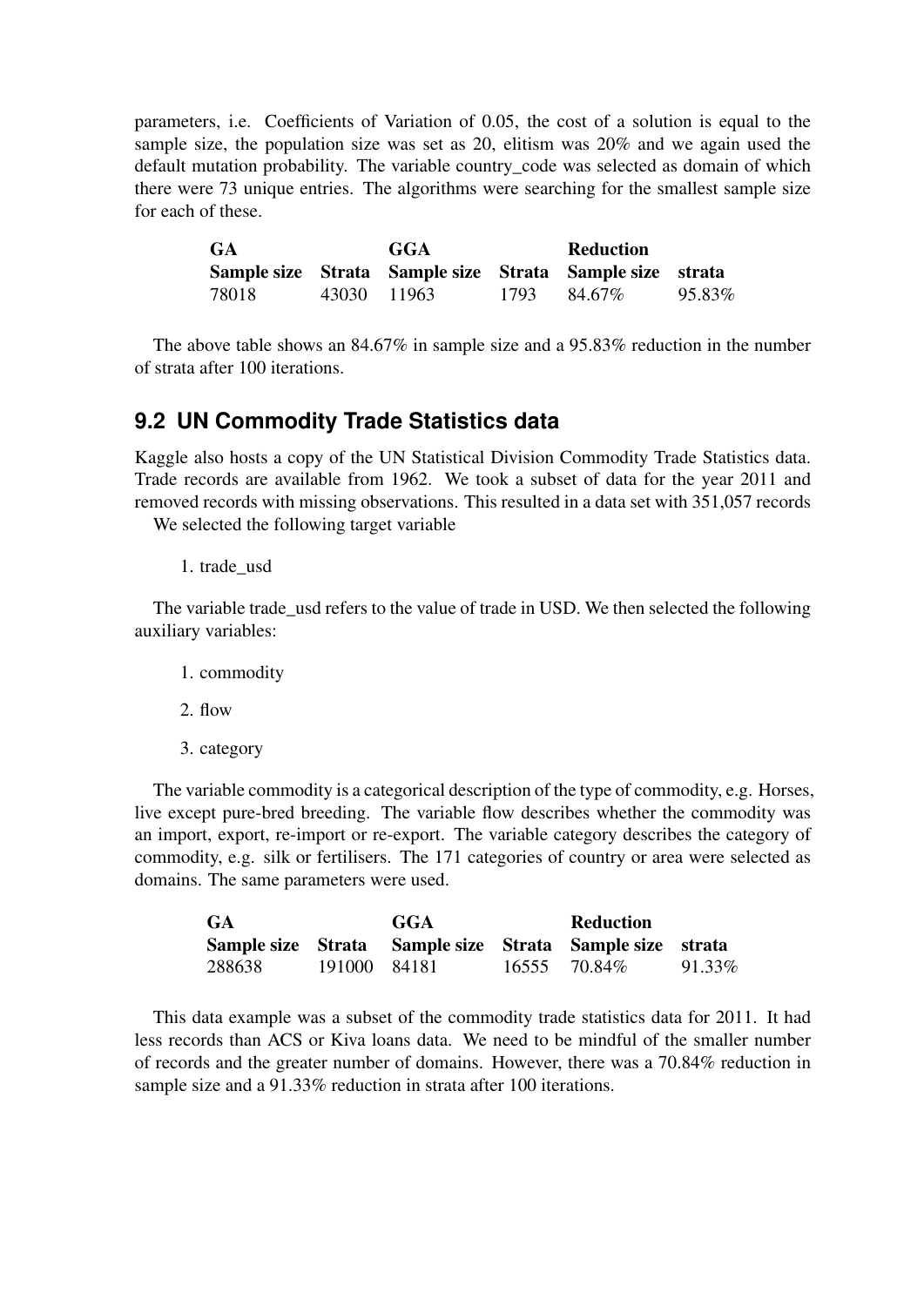parameters, i.e. Coefficients of Variation of 0.05, the cost of a solution is equal to the sample size, the population size was set as 20, elitism was 20% and we again used the default mutation probability. The variable country_code was selected as domain of which there were 73 unique entries. The algorithms were searching for the smallest sample size for each of these.

| GA | | GGA | | Reduction | |
|---|---|---|---|---|---|
| **Sample size** | **Strata** | **Sample size** | **Strata** | **Sample size** | **strata** |
| 78018 | 43030 | 11963 | 1793 | 84.67% | 95.83% |

The above table shows an 84.67% in sample size and a 95.83% reduction in the number of strata after 100 iterations.

## 9.2 UN Commodity Trade Statistics data

Kaggle also hosts a copy of the UN Statistical Division Commodity Trade Statistics data. Trade records are available from 1962. We took a subset of data for the year 2011 and removed records with missing observations. This resulted in a data set with 351,057 records

We selected the following target variable

1. trade_usd

The variable trade_usd refers to the value of trade in USD. We then selected the following auxiliary variables:

1. commodity
2. flow
3. category

The variable commodity is a categorical description of the type of commodity, e.g. Horses, live except pure-bred breeding. The variable flow describes whether the commodity was an import, export, re-import or re-export. The variable category describes the category of commodity, e.g. silk or fertilisers. The 171 categories of country or area were selected as domains. The same parameters were used.

| GA | | GGA | | Reduction | |
|---|---|---|---|---|---|
| **Sample size** | **Strata** | **Sample size** | **Strata** | **Sample size** | **strata** |
| 288638 | 191000 | 84181 | 16555 | 70.84% | 91.33% |

This data example was a subset of the commodity trade statistics data for 2011. It had less records than ACS or Kiva loans data. We need to be mindful of the smaller number of records and the greater number of domains. However, there was a 70.84% reduction in sample size and a 91.33% reduction in strata after 100 iterations.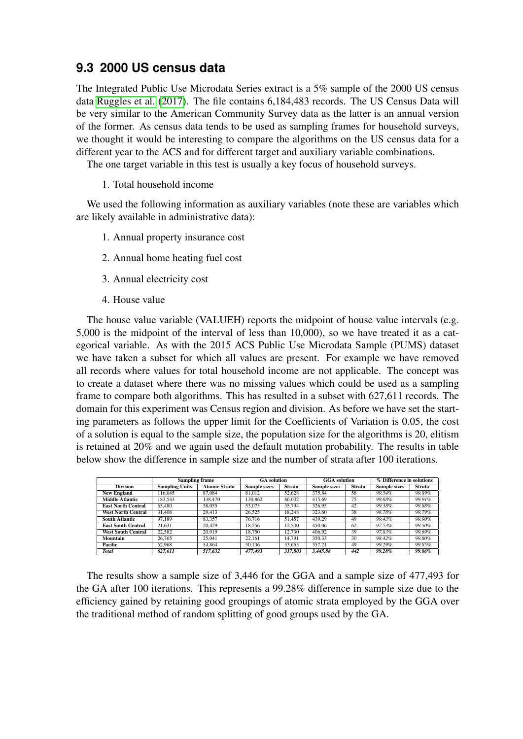## 9.3 2000 US census data

The Integrated Public Use Microdata Series extract is a 5% sample of the 2000 US census data Ruggles et al. (2017). The file contains 6,184,483 records. The US Census Data will be very similar to the American Community Survey data as the latter is an annual version of the former. As census data tends to be used as sampling frames for household surveys, we thought it would be interesting to compare the algorithms on the US census data for a different year to the ACS and for different target and auxiliary variable combinations.

The one target variable in this test is usually a key focus of household surveys.

1. Total household income

We used the following information as auxiliary variables (note these are variables which are likely available in administrative data):

1. Annual property insurance cost
2. Annual home heating fuel cost
3. Annual electricity cost
4. House value

The house value variable (VALUEH) reports the midpoint of house value intervals (e.g. 5,000 is the midpoint of the interval of less than 10,000), so we have treated it as a categorical variable. As with the 2015 ACS Public Use Microdata Sample (PUMS) dataset we have taken a subset for which all values are present. For example we have removed all records where values for total household income are not applicable. The concept was to create a dataset where there was no missing values which could be used as a sampling frame to compare both algorithms. This has resulted in a subset with 627,611 records. The domain for this experiment was Census region and division. As before we have set the starting parameters as follows the upper limit for the Coefficients of Variation is 0.05, the cost of a solution is equal to the sample size, the population size for the algorithms is 20, elitism is retained at 20% and we again used the default mutation probability. The results in table below show the difference in sample size and the number of strata after 100 iterations.

| | Sampling frame | | GA solution | | GGA solution | | % Difference in solutions | |
|---|---|---|---|---|---|---|---|---|
| **Division** | **Sampling Units** | **Atomic Strata** | **Sample sizes** | **Strata** | **Sample sizes** | **Strata** | **Sample sizes** | **Strata** |
| **New England** | 116,045 | 87,084 | 81,012 | 52,628 | 375.84 | 58 | *99.54%* | *99.89%* |
| **Middle Atlantic** | 183,543 | 138,470 | 130,862 | 86,002 | 415.69 | 75 | *99.68%* | *99.91%* |
| **East North Central** | 65,480 | 58,055 | 53,075 | 35,794 | 326.95 | 42 | *99.38%* | *99.88%* |
| **West North Central** | 31,408 | 29,413 | 26,525 | 18,248 | 323.60 | 38 | *98.78%* | *99.79%* |
| **South Atlantic** | 97,189 | 83,357 | 76,716 | 51,457 | 439.29 | 49 | *99.43%* | *99.90%* |
| **East South Central** | 21,631 | 20,429 | 18,256 | 12,500 | 450.06 | 62 | *97.53%* | *99.50%* |
| **West South Central** | 22,582 | 20,919 | 18,750 | 12,730 | 406.92 | 39 | *97.83%* | *99.69%* |
| **Mountain** | 26,765 | 25,041 | 22,161 | 14,791 | 350.33 | 30 | *98.42%* | *99.80%* |
| **Pacific** | 62,968 | 54,864 | 50,136 | 33,653 | 357.21 | 49 | *99.29%* | *99.85%* |
| ***Total*** | ***627,611*** | ***517,632*** | ***477,493*** | ***317,803*** | ***3,445.88*** | ***442*** | ***99.28%*** | ***99.86%*** |

The results show a sample size of 3,446 for the GGA and a sample size of 477,493 for the GA after 100 iterations. This represents a 99.28% difference in sample size due to the efficiency gained by retaining good groupings of atomic strata employed by the GGA over the traditional method of random splitting of good groups used by the GA.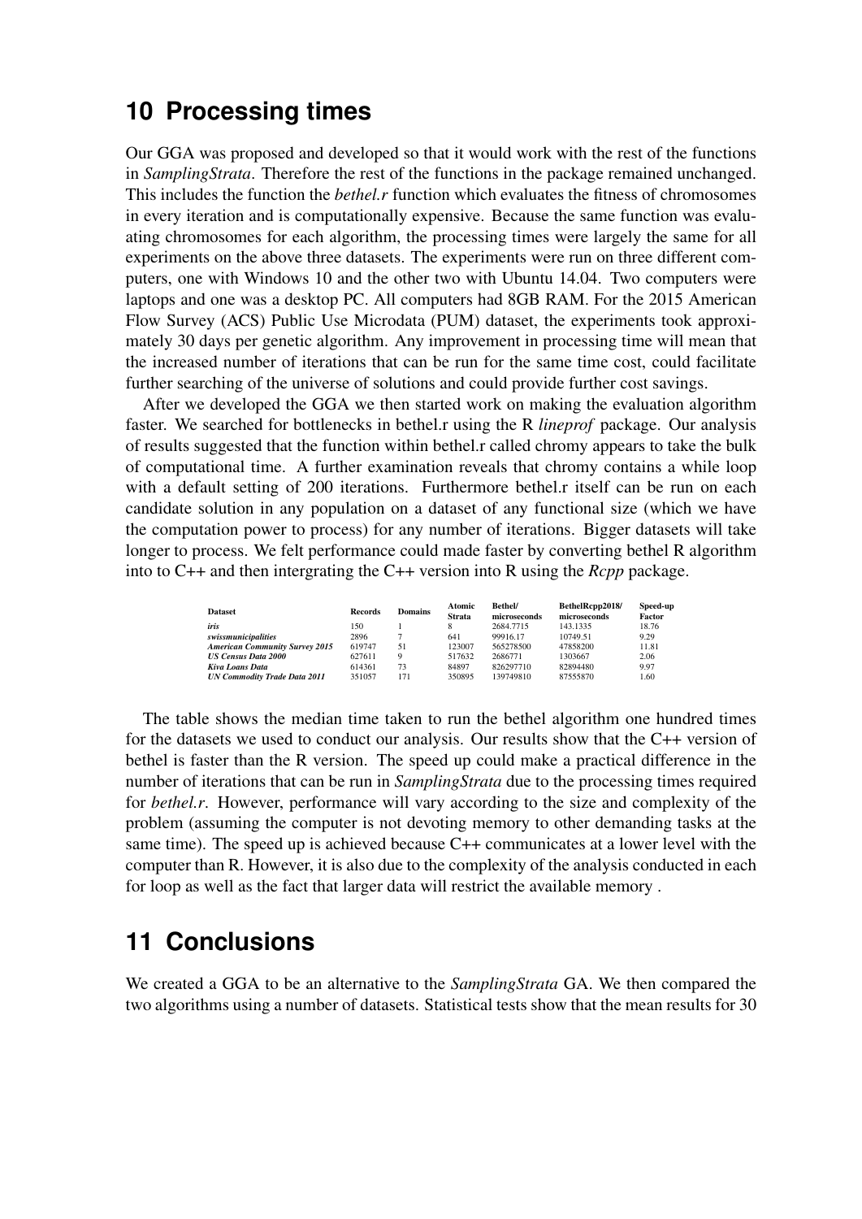## 10 Processing times

Our GGA was proposed and developed so that it would work with the rest of the functions in *SamplingStrata*. Therefore the rest of the functions in the package remained unchanged. This includes the function the *bethel.r* function which evaluates the fitness of chromosomes in every iteration and is computationally expensive. Because the same function was evaluating chromosomes for each algorithm, the processing times were largely the same for all experiments on the above three datasets. The experiments were run on three different computers, one with Windows 10 and the other two with Ubuntu 14.04. Two computers were laptops and one was a desktop PC. All computers had 8GB RAM. For the 2015 American Flow Survey (ACS) Public Use Microdata (PUM) dataset, the experiments took approximately 30 days per genetic algorithm. Any improvement in processing time will mean that the increased number of iterations that can be run for the same time cost, could facilitate further searching of the universe of solutions and could provide further cost savings.

After we developed the GGA we then started work on making the evaluation algorithm faster. We searched for bottlenecks in bethel.r using the R *lineprof* package. Our analysis of results suggested that the function within bethel.r called chromy appears to take the bulk of computational time. A further examination reveals that chromy contains a while loop with a default setting of 200 iterations. Furthermore bethel.r itself can be run on each candidate solution in any population on a dataset of any functional size (which we have the computation power to process) for any number of iterations. Bigger datasets will take longer to process. We felt performance could made faster by converting bethel R algorithm into to C++ and then intergrating the C++ version into R using the *Rcpp* package.

| Dataset | Records | Domains | Atomic Strata | Bethel/ microseconds | BethelRcpp2018/ microseconds | Speed-up Factor |
|---|---|---|---|---|---|---|
| *iris* | 150 | 1 | 8 | 2684.7715 | 143.1335 | 18.76 |
| *swissmunicipalities* | 2896 | 7 | 641 | 99916.17 | 10749.51 | 9.29 |
| *American Community Survey 2015* | 619747 | 51 | 123007 | 565278500 | 47858200 | 11.81 |
| *US Census Data 2000* | 627611 | 9 | 517632 | 2686771 | 1303667 | 2.06 |
| *Kiva Loans Data* | 614361 | 73 | 84897 | 826297710 | 82894480 | 9.97 |
| *UN Commodity Trade Data 2011* | 351057 | 171 | 350895 | 139749810 | 87555870 | 1.60 |

The table shows the median time taken to run the bethel algorithm one hundred times for the datasets we used to conduct our analysis. Our results show that the C++ version of bethel is faster than the R version. The speed up could make a practical difference in the number of iterations that can be run in *SamplingStrata* due to the processing times required for *bethel.r*. However, performance will vary according to the size and complexity of the problem (assuming the computer is not devoting memory to other demanding tasks at the same time). The speed up is achieved because C++ communicates at a lower level with the computer than R. However, it is also due to the complexity of the analysis conducted in each for loop as well as the fact that larger data will restrict the available memory .

## 11 Conclusions

We created a GGA to be an alternative to the *SamplingStrata* GA. We then compared the two algorithms using a number of datasets. Statistical tests show that the mean results for 30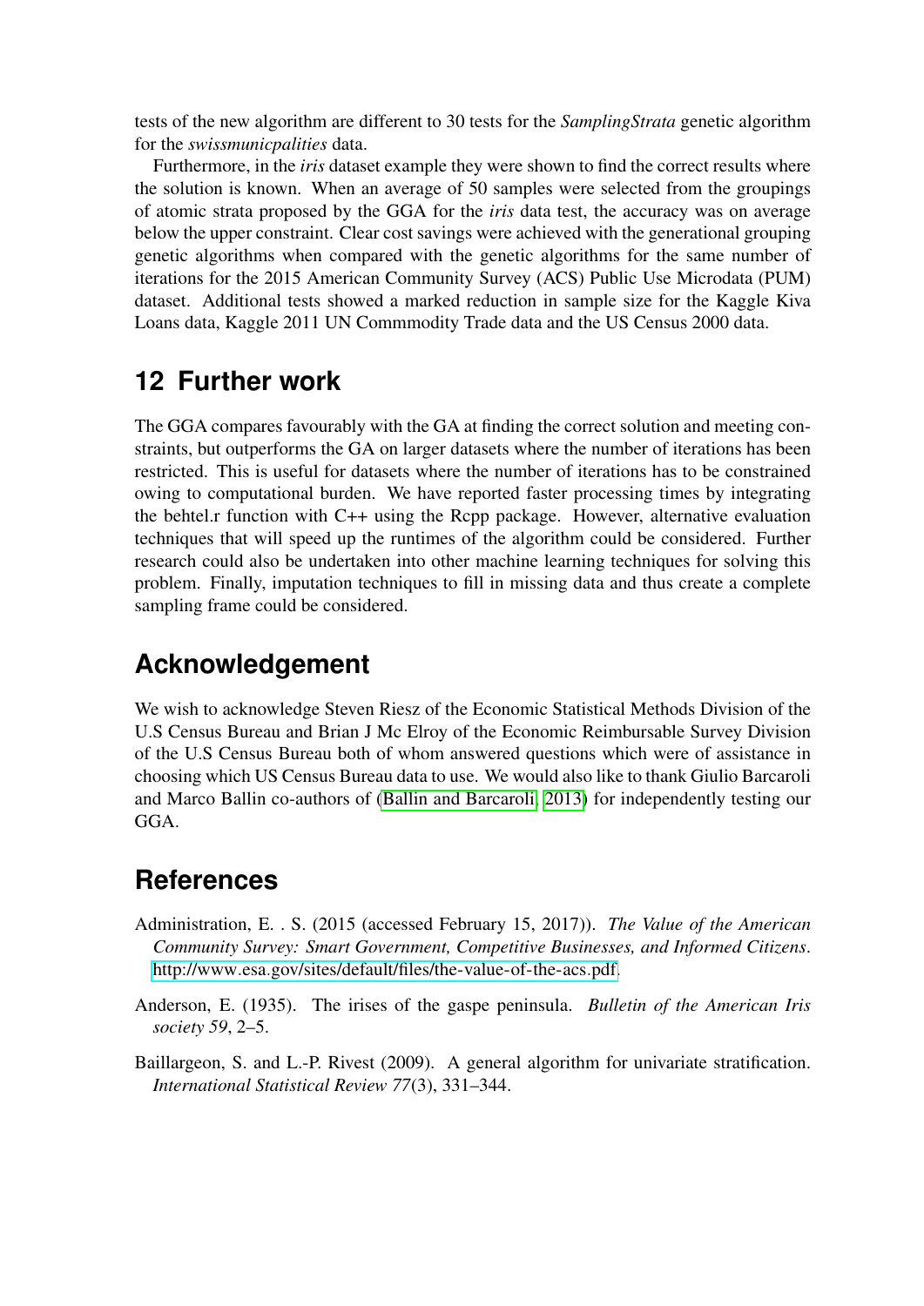tests of the new algorithm are different to 30 tests for the *SamplingStrata* genetic algorithm for the *swissmunicpalities* data.

Furthermore, in the *iris* dataset example they were shown to find the correct results where the solution is known. When an average of 50 samples were selected from the groupings of atomic strata proposed by the GGA for the *iris* data test, the accuracy was on average below the upper constraint. Clear cost savings were achieved with the generational grouping genetic algorithms when compared with the genetic algorithms for the same number of iterations for the 2015 American Community Survey (ACS) Public Use Microdata (PUM) dataset. Additional tests showed a marked reduction in sample size for the Kaggle Kiva Loans data, Kaggle 2011 UN Commmodity Trade data and the US Census 2000 data.

## 12 Further work

The GGA compares favourably with the GA at finding the correct solution and meeting constraints, but outperforms the GA on larger datasets where the number of iterations has been restricted. This is useful for datasets where the number of iterations has to be constrained owing to computational burden. We have reported faster processing times by integrating the behtel.r function with C++ using the Rcpp package. However, alternative evaluation techniques that will speed up the runtimes of the algorithm could be considered. Further research could also be undertaken into other machine learning techniques for solving this problem. Finally, imputation techniques to fill in missing data and thus create a complete sampling frame could be considered.

## Acknowledgement

We wish to acknowledge Steven Riesz of the Economic Statistical Methods Division of the U.S Census Bureau and Brian J Mc Elroy of the Economic Reimbursable Survey Division of the U.S Census Bureau both of whom answered questions which were of assistance in choosing which US Census Bureau data to use. We would also like to thank Giulio Barcaroli and Marco Ballin co-authors of (Ballin and Barcaroli, 2013) for independently testing our GGA.

## References

Administration, E. . S. (2015 (accessed February 15, 2017)). *The Value of the American Community Survey: Smart Government, Competitive Businesses, and Informed Citizens*. http://www.esa.gov/sites/default/files/the-value-of-the-acs.pdf.

Anderson, E. (1935). The irises of the gaspe peninsula. *Bulletin of the American Iris society 59*, 2–5.

Baillargeon, S. and L.-P. Rivest (2009). A general algorithm for univariate stratification. *International Statistical Review 77*(3), 331–344.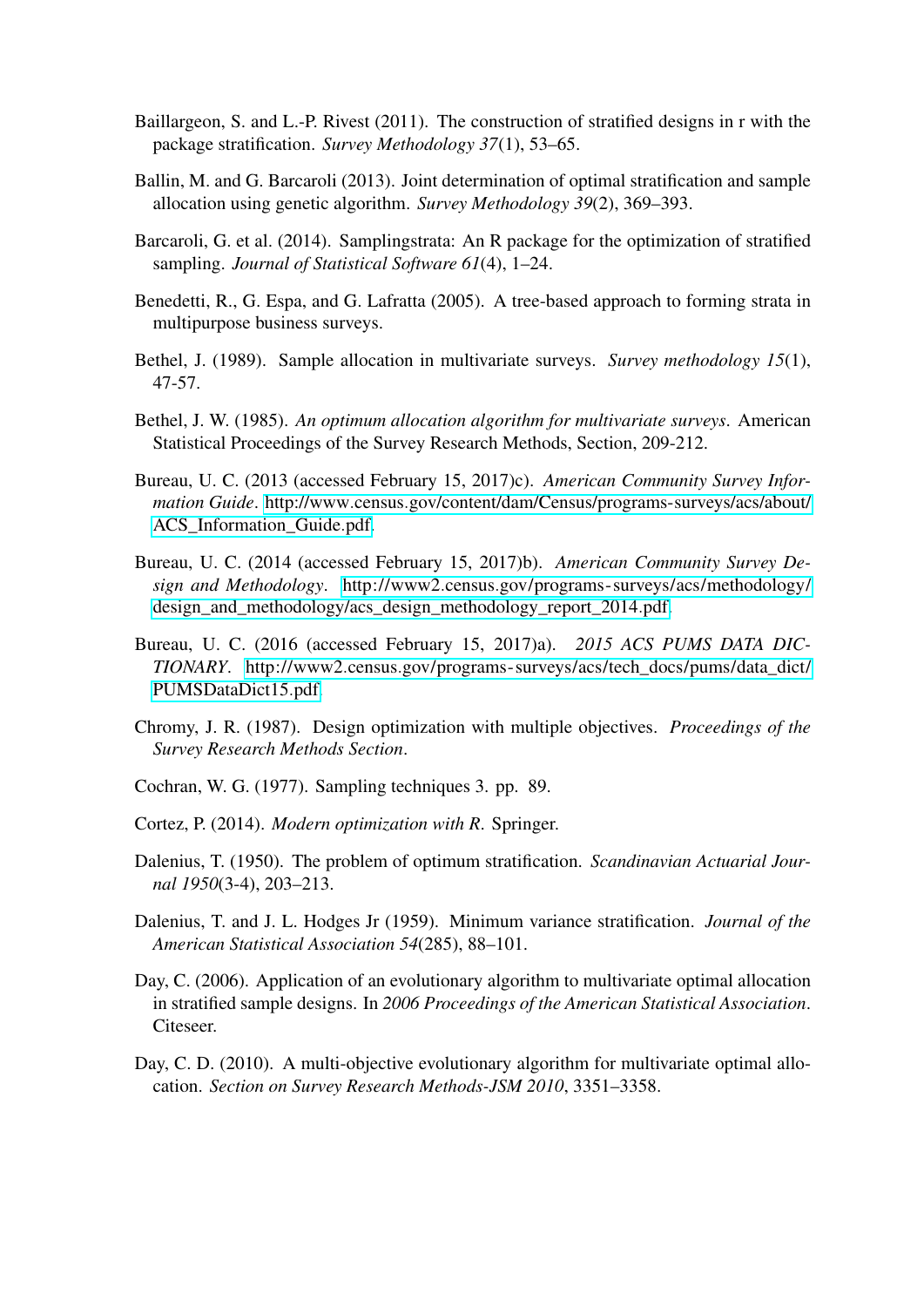Baillargeon, S. and L.-P. Rivest (2011). The construction of stratified designs in r with the package stratification. *Survey Methodology 37*(1), 53–65.

Ballin, M. and G. Barcaroli (2013). Joint determination of optimal stratification and sample allocation using genetic algorithm. *Survey Methodology 39*(2), 369–393.

Barcaroli, G. et al. (2014). Samplingstrata: An R package for the optimization of stratified sampling. *Journal of Statistical Software 61*(4), 1–24.

Benedetti, R., G. Espa, and G. Lafratta (2005). A tree-based approach to forming strata in multipurpose business surveys.

Bethel, J. (1989). Sample allocation in multivariate surveys. *Survey methodology 15*(1), 47-57.

Bethel, J. W. (1985). *An optimum allocation algorithm for multivariate surveys*. American Statistical Proceedings of the Survey Research Methods, Section, 209-212.

Bureau, U. C. (2013 (accessed February 15, 2017)c). *American Community Survey Information Guide*. http://www.census.gov/content/dam/Census/programs-surveys/acs/about/ACS_Information_Guide.pdf.

Bureau, U. C. (2014 (accessed February 15, 2017)b). *American Community Survey Design and Methodology*. http://www2.census.gov/programs-surveys/acs/methodology/design_and_methodology/acs_design_methodology_report_2014.pdf.

Bureau, U. C. (2016 (accessed February 15, 2017)a). *2015 ACS PUMS DATA DICTIONARY*. http://www2.census.gov/programs-surveys/acs/tech_docs/pums/data_dict/PUMSDataDict15.pdf.

Chromy, J. R. (1987). Design optimization with multiple objectives. *Proceedings of the Survey Research Methods Section*.

Cochran, W. G. (1977). Sampling techniques 3. pp. 89.

Cortez, P. (2014). *Modern optimization with R*. Springer.

Dalenius, T. (1950). The problem of optimum stratification. *Scandinavian Actuarial Journal 1950*(3-4), 203–213.

Dalenius, T. and J. L. Hodges Jr (1959). Minimum variance stratification. *Journal of the American Statistical Association 54*(285), 88–101.

Day, C. (2006). Application of an evolutionary algorithm to multivariate optimal allocation in stratified sample designs. In *2006 Proceedings of the American Statistical Association*. Citeseer.

Day, C. D. (2010). A multi-objective evolutionary algorithm for multivariate optimal allocation. *Section on Survey Research Methods-JSM 2010*, 3351–3358.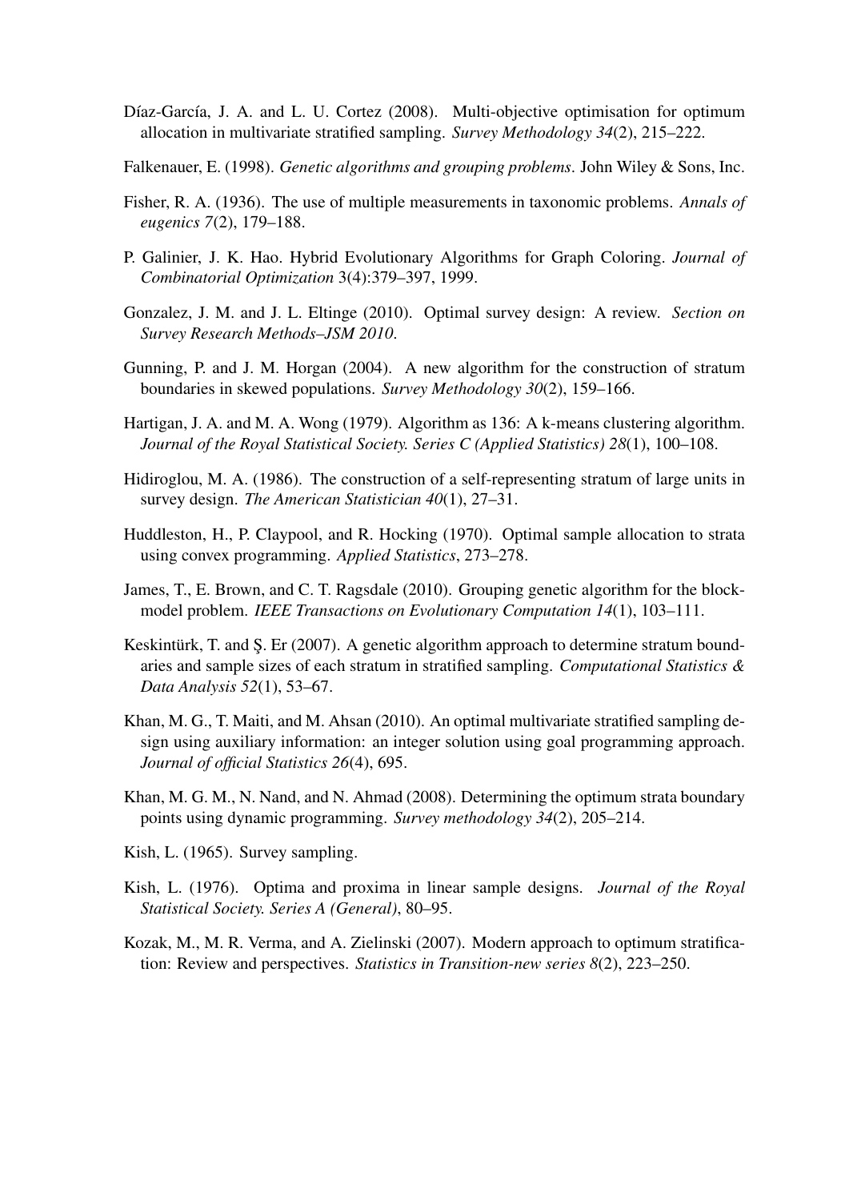Díaz-García, J. A. and L. U. Cortez (2008). Multi-objective optimisation for optimum allocation in multivariate stratified sampling. *Survey Methodology 34*(2), 215–222.

Falkenauer, E. (1998). *Genetic algorithms and grouping problems*. John Wiley & Sons, Inc.

Fisher, R. A. (1936). The use of multiple measurements in taxonomic problems. *Annals of eugenics 7*(2), 179–188.

P. Galinier, J. K. Hao. Hybrid Evolutionary Algorithms for Graph Coloring. *Journal of Combinatorial Optimization* 3(4):379–397, 1999.

Gonzalez, J. M. and J. L. Eltinge (2010). Optimal survey design: A review. *Section on Survey Research Methods–JSM 2010*.

Gunning, P. and J. M. Horgan (2004). A new algorithm for the construction of stratum boundaries in skewed populations. *Survey Methodology 30*(2), 159–166.

Hartigan, J. A. and M. A. Wong (1979). Algorithm as 136: A k-means clustering algorithm. *Journal of the Royal Statistical Society. Series C (Applied Statistics) 28*(1), 100–108.

Hidiroglou, M. A. (1986). The construction of a self-representing stratum of large units in survey design. *The American Statistician 40*(1), 27–31.

Huddleston, H., P. Claypool, and R. Hocking (1970). Optimal sample allocation to strata using convex programming. *Applied Statistics*, 273–278.

James, T., E. Brown, and C. T. Ragsdale (2010). Grouping genetic algorithm for the blockmodel problem. *IEEE Transactions on Evolutionary Computation 14*(1), 103–111.

Keskintürk, T. and Ş. Er (2007). A genetic algorithm approach to determine stratum boundaries and sample sizes of each stratum in stratified sampling. *Computational Statistics & Data Analysis 52*(1), 53–67.

Khan, M. G., T. Maiti, and M. Ahsan (2010). An optimal multivariate stratified sampling design using auxiliary information: an integer solution using goal programming approach. *Journal of official Statistics 26*(4), 695.

Khan, M. G. M., N. Nand, and N. Ahmad (2008). Determining the optimum strata boundary points using dynamic programming. *Survey methodology 34*(2), 205–214.

Kish, L. (1965). Survey sampling.

Kish, L. (1976). Optima and proxima in linear sample designs. *Journal of the Royal Statistical Society. Series A (General)*, 80–95.

Kozak, M., M. R. Verma, and A. Zielinski (2007). Modern approach to optimum stratification: Review and perspectives. *Statistics in Transition-new series 8*(2), 223–250.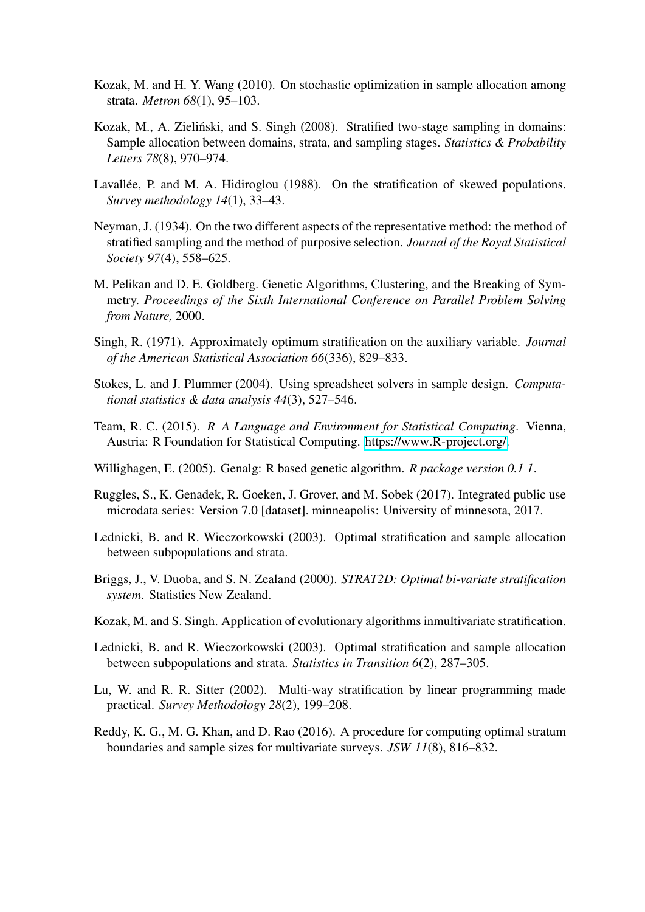Kozak, M. and H. Y. Wang (2010). On stochastic optimization in sample allocation among strata. *Metron 68*(1), 95–103.

Kozak, M., A. Zieliński, and S. Singh (2008). Stratified two-stage sampling in domains: Sample allocation between domains, strata, and sampling stages. *Statistics & Probability Letters 78*(8), 970–974.

Lavallée, P. and M. A. Hidiroglou (1988). On the stratification of skewed populations. *Survey methodology 14*(1), 33–43.

Neyman, J. (1934). On the two different aspects of the representative method: the method of stratified sampling and the method of purposive selection. *Journal of the Royal Statistical Society 97*(4), 558–625.

M. Pelikan and D. E. Goldberg. Genetic Algorithms, Clustering, and the Breaking of Symmetry. *Proceedings of the Sixth International Conference on Parallel Problem Solving from Nature,* 2000.

Singh, R. (1971). Approximately optimum stratification on the auxiliary variable. *Journal of the American Statistical Association 66*(336), 829–833.

Stokes, L. and J. Plummer (2004). Using spreadsheet solvers in sample design. *Computational statistics & data analysis 44*(3), 527–546.

Team, R. C. (2015). *R A Language and Environment for Statistical Computing*. Vienna, Austria: R Foundation for Statistical Computing. https://www.R-project.org/

Willighagen, E. (2005). Genalg: R based genetic algorithm. *R package version 0.1 1*.

Ruggles, S., K. Genadek, R. Goeken, J. Grover, and M. Sobek (2017). Integrated public use microdata series: Version 7.0 [dataset]. minneapolis: University of minnesota, 2017.

Lednicki, B. and R. Wieczorkowski (2003). Optimal stratification and sample allocation between subpopulations and strata.

Briggs, J., V. Duoba, and S. N. Zealand (2000). *STRAT2D: Optimal bi-variate stratification system*. Statistics New Zealand.

Kozak, M. and S. Singh. Application of evolutionary algorithms inmultivariate stratification.

Lednicki, B. and R. Wieczorkowski (2003). Optimal stratification and sample allocation between subpopulations and strata. *Statistics in Transition 6*(2), 287–305.

Lu, W. and R. R. Sitter (2002). Multi-way stratification by linear programming made practical. *Survey Methodology 28*(2), 199–208.

Reddy, K. G., M. G. Khan, and D. Rao (2016). A procedure for computing optimal stratum boundaries and sample sizes for multivariate surveys. *JSW 11*(8), 816–832.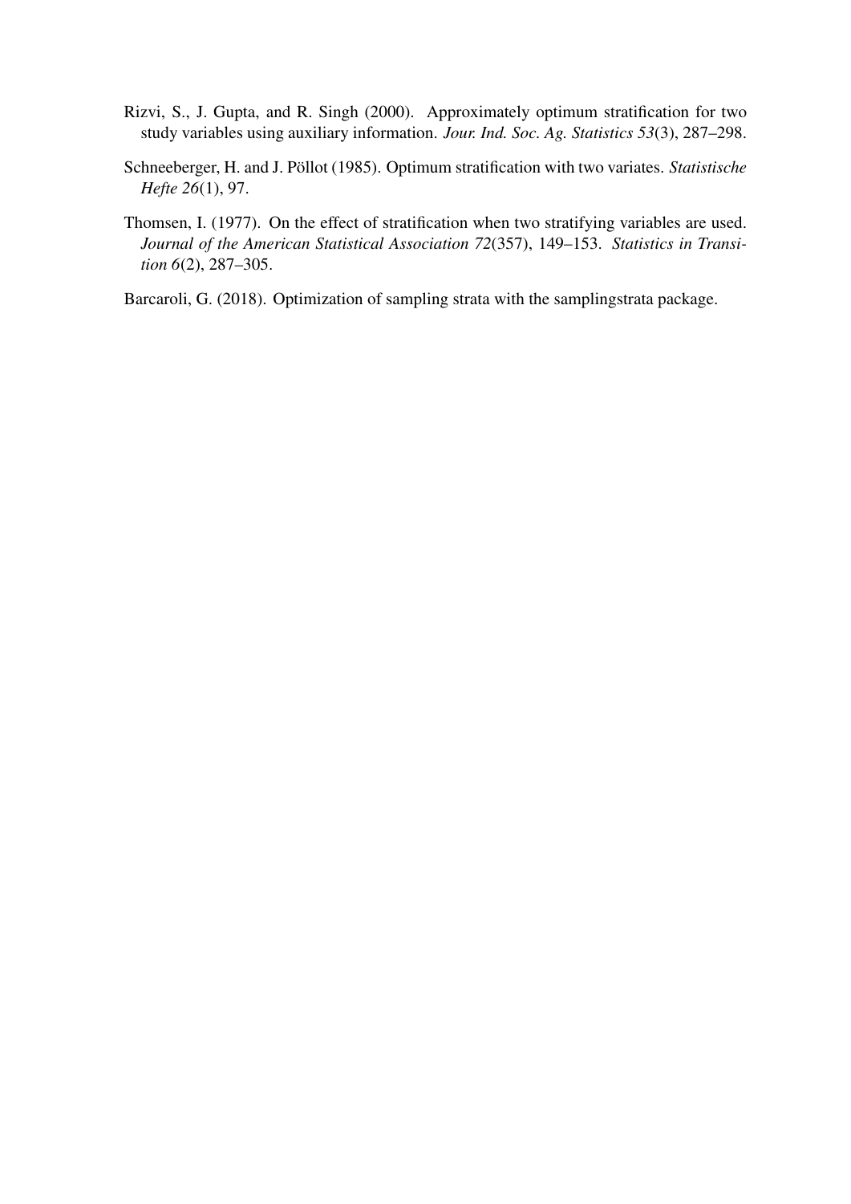Rizvi, S., J. Gupta, and R. Singh (2000). Approximately optimum stratification for two study variables using auxiliary information. *Jour. Ind. Soc. Ag. Statistics 53*(3), 287–298.

Schneeberger, H. and J. Pöllot (1985). Optimum stratification with two variates. *Statistische Hefte 26*(1), 97.

Thomsen, I. (1977). On the effect of stratification when two stratifying variables are used. *Journal of the American Statistical Association 72*(357), 149–153. *Statistics in Transition 6*(2), 287–305.

Barcaroli, G. (2018). Optimization of sampling strata with the samplingstrata package.